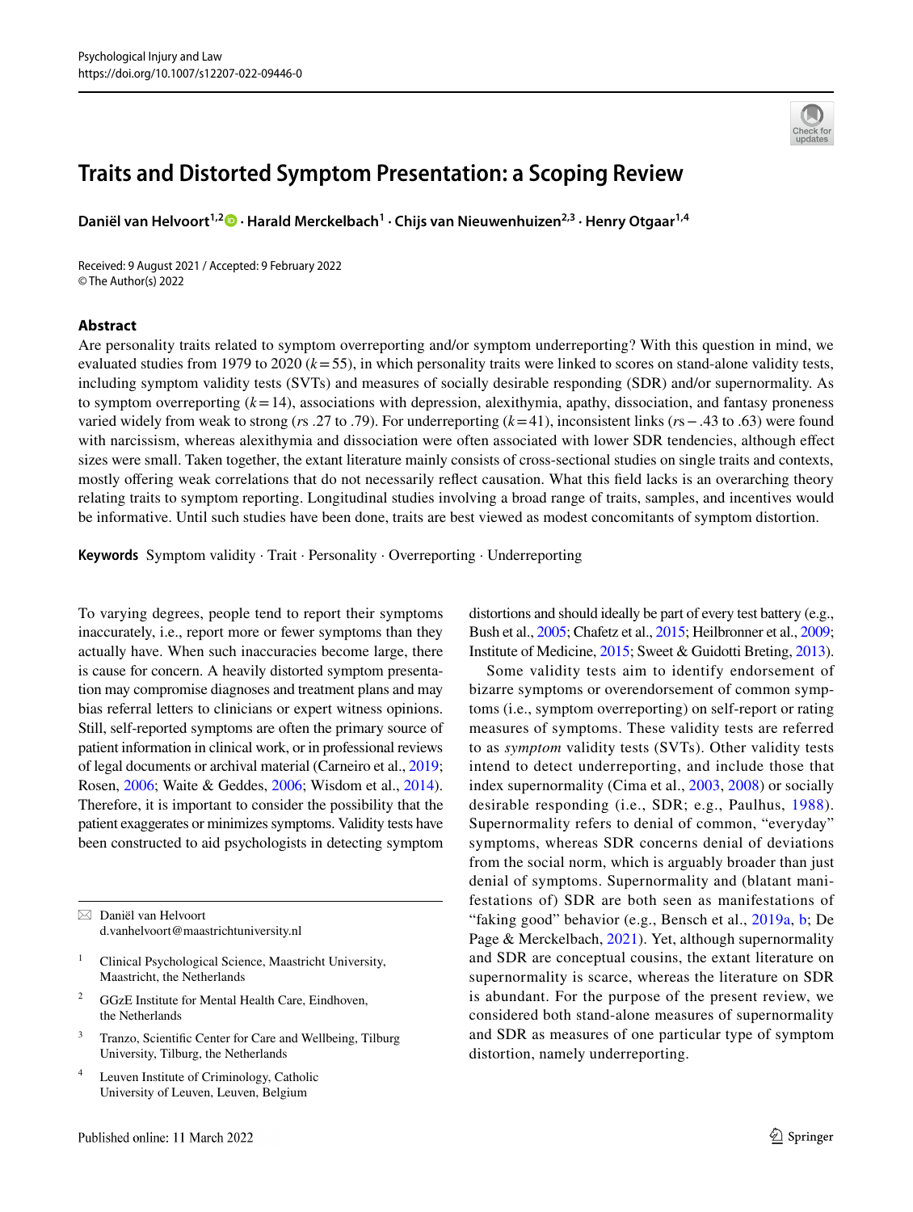# Traits and Distorted Symptom Presentation: a Scoping Review

**Daniël van Helvoort**[1,2] **· Harald Merckelbach**[1] **· Chijs van Nieuwenhuizen**[2,3] **· Henry Otgaar**[1,4]

Received: 9 August 2021 / Accepted: 9 February 2022
© The Author(s) 2022

## Abstract

Are personality traits related to symptom overreporting and/or symptom underreporting? With this question in mind, we evaluated studies from 1979 to 2020 ($k = 55$), in which personality traits were linked to scores on stand-alone validity tests, including symptom validity tests (SVTs) and measures of socially desirable responding (SDR) and/or supernormality. As to symptom overreporting ($k = 14$), associations with depression, alexithymia, apathy, dissociation, and fantasy proneness varied widely from weak to strong (*r*s .27 to .79). For underreporting ($k = 41$), inconsistent links (*r*s −.43 to .63) were found with narcissism, whereas alexithymia and dissociation were often associated with lower SDR tendencies, although effect sizes were small. Taken together, the extant literature mainly consists of cross-sectional studies on single traits and contexts, mostly offering weak correlations that do not necessarily reflect causation. What this field lacks is an overarching theory relating traits to symptom reporting. Longitudinal studies involving a broad range of traits, samples, and incentives would be informative. Until such studies have been done, traits are best viewed as modest concomitants of symptom distortion.

**Keywords** Symptom validity · Trait · Personality · Overreporting · Underreporting

To varying degrees, people tend to report their symptoms inaccurately, i.e., report more or fewer symptoms than they actually have. When such inaccuracies become large, there is cause for concern. A heavily distorted symptom presentation may compromise diagnoses and treatment plans and may bias referral letters to clinicians or expert witness opinions. Still, self-reported symptoms are often the primary source of patient information in clinical work, or in professional reviews of legal documents or archival material (Carneiro et al., 2019; Rosen, 2006; Waite & Geddes, 2006; Wisdom et al., 2014). Therefore, it is important to consider the possibility that the patient exaggerates or minimizes symptoms. Validity tests have been constructed to aid psychologists in detecting symptom distortions and should ideally be part of every test battery (e.g., Bush et al., 2005; Chafetz et al., 2015; Heilbronner et al., 2009; Institute of Medicine, 2015; Sweet & Guidotti Breting, 2013).

Some validity tests aim to identify endorsement of bizarre symptoms or overendorsement of common symptoms (i.e., symptom overreporting) on self-report or rating measures of symptoms. These validity tests are referred to as *symptom* validity tests (SVTs). Other validity tests intend to detect underreporting, and include those that index supernormality (Cima et al., 2003, 2008) or socially desirable responding (i.e., SDR; e.g., Paulhus, 1988). Supernormality refers to denial of common, "everyday" symptoms, whereas SDR concerns denial of deviations from the social norm, which is arguably broader than just denial of symptoms. Supernormality and (blatant manifestations of) SDR are both seen as manifestations of "faking good" behavior (e.g., Bensch et al., 2019a, b; De Page & Merckelbach, 2021). Yet, although supernormality and SDR are conceptual cousins, the extant literature on supernormality is scarce, whereas the literature on SDR is abundant. For the purpose of the present review, we considered both stand-alone measures of supernormality and SDR as measures of one particular type of symptom distortion, namely underreporting.

---

✉ Daniël van Helvoort
d.vanhelvoort@maastrichtuniversity.nl

[1] Clinical Psychological Science, Maastricht University, Maastricht, the Netherlands

[2] GGzE Institute for Mental Health Care, Eindhoven, the Netherlands

[3] Tranzo, Scientific Center for Care and Wellbeing, Tilburg University, Tilburg, the Netherlands

[4] Leuven Institute of Criminology, Catholic University of Leuven, Leuven, Belgium

Published online: 11 March 2022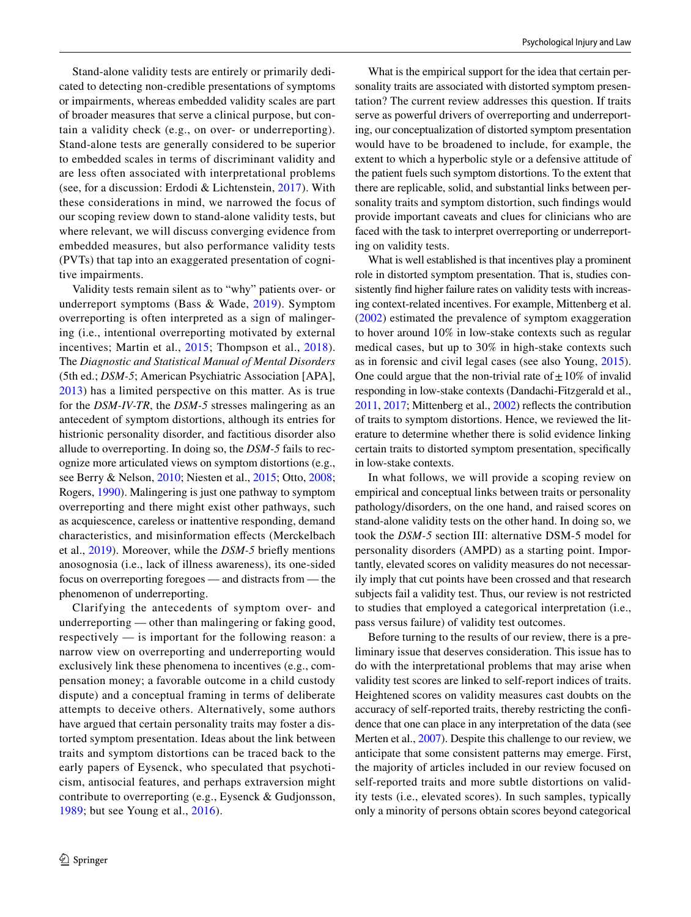Stand-alone validity tests are entirely or primarily dedicated to detecting non-credible presentations of symptoms or impairments, whereas embedded validity scales are part of broader measures that serve a clinical purpose, but contain a validity check (e.g., on over- or underreporting). Stand-alone tests are generally considered to be superior to embedded scales in terms of discriminant validity and are less often associated with interpretational problems (see, for a discussion: Erdodi & Lichtenstein, 2017). With these considerations in mind, we narrowed the focus of our scoping review down to stand-alone validity tests, but where relevant, we will discuss converging evidence from embedded measures, but also performance validity tests (PVTs) that tap into an exaggerated presentation of cognitive impairments.

Validity tests remain silent as to "why" patients over- or underreport symptoms (Bass & Wade, 2019). Symptom overreporting is often interpreted as a sign of malingering (i.e., intentional overreporting motivated by external incentives; Martin et al., 2015; Thompson et al., 2018). The *Diagnostic and Statistical Manual of Mental Disorders* (5th ed.; *DSM-5*; American Psychiatric Association [APA], 2013) has a limited perspective on this matter. As is true for the *DSM-IV-TR*, the *DSM-5* stresses malingering as an antecedent of symptom distortions, although its entries for histrionic personality disorder, and factitious disorder also allude to overreporting. In doing so, the *DSM-5* fails to recognize more articulated views on symptom distortions (e.g., see Berry & Nelson, 2010; Niesten et al., 2015; Otto, 2008; Rogers, 1990). Malingering is just one pathway to symptom overreporting and there might exist other pathways, such as acquiescence, careless or inattentive responding, demand characteristics, and misinformation effects (Merckelbach et al., 2019). Moreover, while the *DSM-5* briefly mentions anosognosia (i.e., lack of illness awareness), its one-sided focus on overreporting foregoes — and distracts from — the phenomenon of underreporting.

Clarifying the antecedents of symptom over- and underreporting — other than malingering or faking good, respectively — is important for the following reason: a narrow view on overreporting and underreporting would exclusively link these phenomena to incentives (e.g., compensation money; a favorable outcome in a child custody dispute) and a conceptual framing in terms of deliberate attempts to deceive others. Alternatively, some authors have argued that certain personality traits may foster a distorted symptom presentation. Ideas about the link between traits and symptom distortions can be traced back to the early papers of Eysenck, who speculated that psychoticism, antisocial features, and perhaps extraversion might contribute to overreporting (e.g., Eysenck & Gudjonsson, 1989; but see Young et al., 2016).

What is the empirical support for the idea that certain personality traits are associated with distorted symptom presentation? The current review addresses this question. If traits serve as powerful drivers of overreporting and underreporting, our conceptualization of distorted symptom presentation would have to be broadened to include, for example, the extent to which a hyperbolic style or a defensive attitude of the patient fuels such symptom distortions. To the extent that there are replicable, solid, and substantial links between personality traits and symptom distortion, such findings would provide important caveats and clues for clinicians who are faced with the task to interpret overreporting or underreporting on validity tests.

What is well established is that incentives play a prominent role in distorted symptom presentation. That is, studies consistently find higher failure rates on validity tests with increasing context-related incentives. For example, Mittenberg et al. (2002) estimated the prevalence of symptom exaggeration to hover around 10% in low-stake contexts such as regular medical cases, but up to 30% in high-stake contexts such as in forensic and civil legal cases (see also Young, 2015). One could argue that the non-trivial rate of $\pm$ 10% of invalid responding in low-stake contexts (Dandachi-Fitzgerald et al., 2011, 2017; Mittenberg et al., 2002) reflects the contribution of traits to symptom distortions. Hence, we reviewed the literature to determine whether there is solid evidence linking certain traits to distorted symptom presentation, specifically in low-stake contexts.

In what follows, we will provide a scoping review on empirical and conceptual links between traits or personality pathology/disorders, on the one hand, and raised scores on stand-alone validity tests on the other hand. In doing so, we took the *DSM-5* section III: alternative DSM-5 model for personality disorders (AMPD) as a starting point. Importantly, elevated scores on validity measures do not necessarily imply that cut points have been crossed and that research subjects fail a validity test. Thus, our review is not restricted to studies that employed a categorical interpretation (i.e., pass versus failure) of validity test outcomes.

Before turning to the results of our review, there is a preliminary issue that deserves consideration. This issue has to do with the interpretational problems that may arise when validity test scores are linked to self-report indices of traits. Heightened scores on validity measures cast doubts on the accuracy of self-reported traits, thereby restricting the confidence that one can place in any interpretation of the data (see Merten et al., 2007). Despite this challenge to our review, we anticipate that some consistent patterns may emerge. First, the majority of articles included in our review focused on self-reported traits and more subtle distortions on validity tests (i.e., elevated scores). In such samples, typically only a minority of persons obtain scores beyond categorical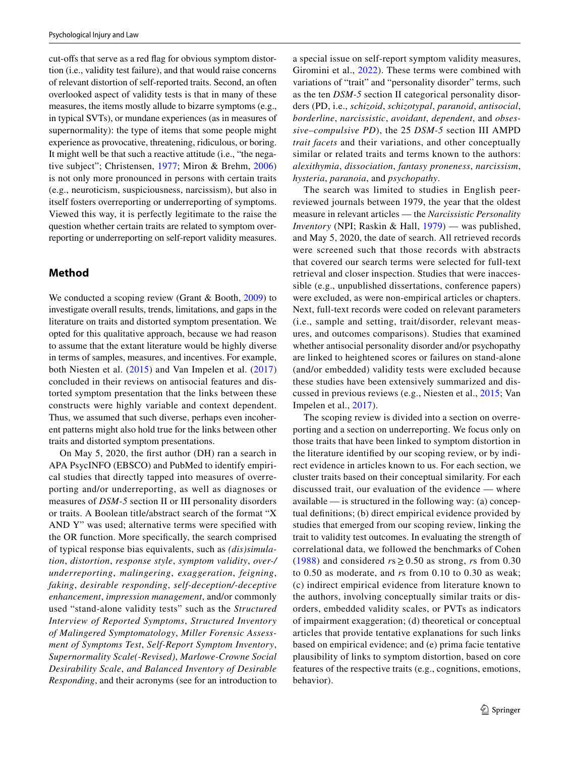cut-offs that serve as a red flag for obvious symptom distortion (i.e., validity test failure), and that would raise concerns of relevant distortion of self-reported traits. Second, an often overlooked aspect of validity tests is that in many of these measures, the items mostly allude to bizarre symptoms (e.g., in typical SVTs), or mundane experiences (as in measures of supernormality): the type of items that some people might experience as provocative, threatening, ridiculous, or boring. It might well be that such a reactive attitude (i.e., "the negative subject"; Christensen, 1977; Miron & Brehm, 2006) is not only more pronounced in persons with certain traits (e.g., neuroticism, suspiciousness, narcissism), but also in itself fosters overreporting or underreporting of symptoms. Viewed this way, it is perfectly legitimate to the raise the question whether certain traits are related to symptom overreporting or underreporting on self-report validity measures.

## Method

We conducted a scoping review (Grant & Booth, 2009) to investigate overall results, trends, limitations, and gaps in the literature on traits and distorted symptom presentation. We opted for this qualitative approach, because we had reason to assume that the extant literature would be highly diverse in terms of samples, measures, and incentives. For example, both Niesten et al. (2015) and Van Impelen et al. (2017) concluded in their reviews on antisocial features and distorted symptom presentation that the links between these constructs were highly variable and context dependent. Thus, we assumed that such diverse, perhaps even incoherent patterns might also hold true for the links between other traits and distorted symptom presentations.

On May 5, 2020, the first author (DH) ran a search in APA PsycINFO (EBSCO) and PubMed to identify empirical studies that directly tapped into measures of overreporting and/or underreporting, as well as diagnoses or measures of *DSM-5* section II or III personality disorders or traits. A Boolean title/abstract search of the format "X AND Y" was used; alternative terms were specified with the OR function. More specifically, the search comprised of typical response bias equivalents, such as *(dis)simulation*, *distortion*, *response style*, *symptom validity*, *over-/underreporting*, *malingering*, *exaggeration*, *feigning*, *faking*, *desirable responding*, *self-deception/-deceptive enhancement*, *impression management*, and/or commonly used "stand-alone validity tests" such as the *Structured Interview of Reported Symptoms*, *Structured Inventory of Malingered Symptomatology*, *Miller Forensic Assessment of Symptoms Test*, *Self-Report Symptom Inventory*, *Supernormality Scale(-Revised)*, *Marlowe-Crowne Social Desirability Scale*, *and Balanced Inventory of Desirable Responding*, and their acronyms (see for an introduction to a special issue on self-report symptom validity measures, Giromini et al., 2022). These terms were combined with variations of "trait" and "personality disorder" terms, such as the ten *DSM-5* section II categorical personality disorders (PD, i.e., *schizoid*, *schizotypal*, *paranoid*, *antisocial*, *borderline*, *narcissistic*, *avoidant*, *dependent*, and *obsessive–compulsive PD*), the 25 *DSM-5* section III AMPD *trait facets* and their variations, and other conceptually similar or related traits and terms known to the authors: *alexithymia*, *dissociation*, *fantasy proneness*, *narcissism*, *hysteria*, *paranoia*, and *psychopathy*.

The search was limited to studies in English peer-reviewed journals between 1979, the year that the oldest measure in relevant articles — the *Narcissistic Personality Inventory* (NPI; Raskin & Hall, 1979) — was published, and May 5, 2020, the date of search. All retrieved records were screened such that those records with abstracts that covered our search terms were selected for full-text retrieval and closer inspection. Studies that were inaccessible (e.g., unpublished dissertations, conference papers) were excluded, as were non-empirical articles or chapters. Next, full-text records were coded on relevant parameters (i.e., sample and setting, trait/disorder, relevant measures, and outcomes comparisons). Studies that examined whether antisocial personality disorder and/or psychopathy are linked to heightened scores or failures on stand-alone (and/or embedded) validity tests were excluded because these studies have been extensively summarized and discussed in previous reviews (e.g., Niesten et al., 2015; Van Impelen et al., 2017).

The scoping review is divided into a section on overreporting and a section on underreporting. We focus only on those traits that have been linked to symptom distortion in the literature identified by our scoping review, or by indirect evidence in articles known to us. For each section, we cluster traits based on their conceptual similarity. For each discussed trait, our evaluation of the evidence — where available — is structured in the following way: (a) conceptual definitions; (b) direct empirical evidence provided by studies that emerged from our scoping review, linking the trait to validity test outcomes. In evaluating the strength of correlational data, we followed the benchmarks of Cohen (1988) and considered $r\text{s} \geq 0.50$ as strong, $r$s from 0.30 to 0.50 as moderate, and $r$s from 0.10 to 0.30 as weak; (c) indirect empirical evidence from literature known to the authors, involving conceptually similar traits or disorders, embedded validity scales, or PVTs as indicators of impairment exaggeration; (d) theoretical or conceptual articles that provide tentative explanations for such links based on empirical evidence; and (e) prima facie tentative plausibility of links to symptom distortion, based on core features of the respective traits (e.g., cognitions, emotions, behavior).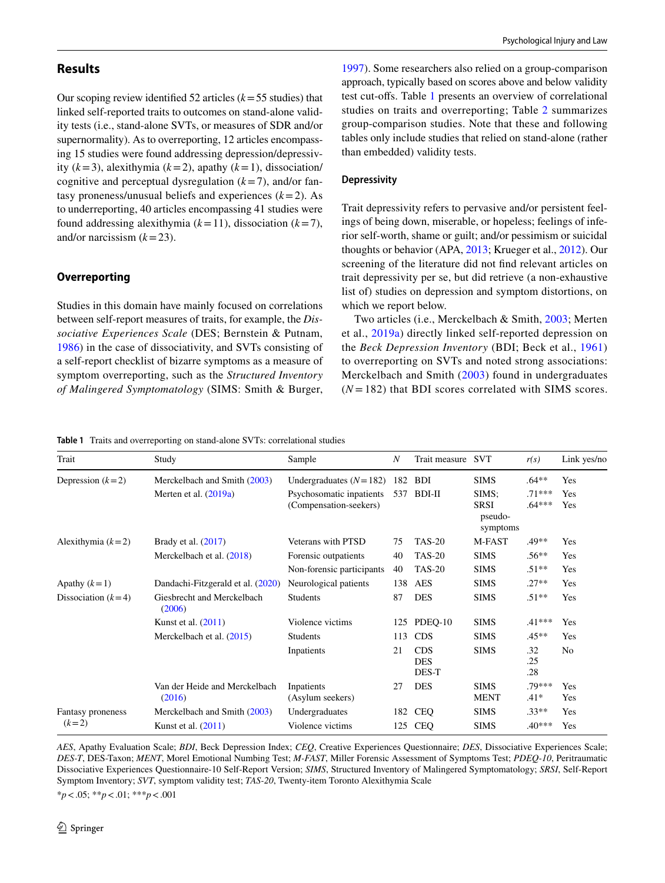## Results

Our scoping review identified 52 articles ($k = 55$ studies) that linked self-reported traits to outcomes on stand-alone validity tests (i.e., stand-alone SVTs, or measures of SDR and/or supernormality). As to overreporting, 12 articles encompassing 15 studies were found addressing depression/depressivity ($k = 3$), alexithymia ($k = 2$), apathy ($k = 1$), dissociation/cognitive and perceptual dysregulation ($k = 7$), and/or fantasy proneness/unusual beliefs and experiences ($k = 2$). As to underreporting, 40 articles encompassing 41 studies were found addressing alexithymia ($k = 11$), dissociation ($k = 7$), and/or narcissism ($k = 23$).

## Overreporting

Studies in this domain have mainly focused on correlations between self-report measures of traits, for example, the *Dissociative Experiences Scale* (DES; Bernstein & Putnam, 1986) in the case of dissociativity, and SVTs consisting of a self-report checklist of bizarre symptoms as a measure of symptom overreporting, such as the *Structured Inventory of Malingered Symptomatology* (SIMS: Smith & Burger, 1997). Some researchers also relied on a group-comparison approach, typically based on scores above and below validity test cut-offs. Table 1 presents an overview of correlational studies on traits and overreporting; Table 2 summarizes group-comparison studies. Note that these and following tables only include studies that relied on stand-alone (rather than embedded) validity tests.

### Depressivity

Trait depressivity refers to pervasive and/or persistent feelings of being down, miserable, or hopeless; feelings of inferior self-worth, shame or guilt; and/or pessimism or suicidal thoughts or behavior (APA, 2013; Krueger et al., 2012). Our screening of the literature did not find relevant articles on trait depressivity per se, but did retrieve (a non-exhaustive list of) studies on depression and symptom distortions, on which we report below.

Two articles (i.e., Merckelbach & Smith, 2003; Merten et al., 2019a) directly linked self-reported depression on the *Beck Depression Inventory* (BDI; Beck et al., 1961) to overreporting on SVTs and noted strong associations: Merckelbach and Smith (2003) found in undergraduates ($N = 182$) that BDI scores correlated with SIMS scores.

**Table 1** Traits and overreporting on stand-alone SVTs: correlational studies

| Trait | Study | Sample | *N* | Trait measure | SVT | *r(s)* | Link yes/no |
|---|---|---|---|---|---|---|---|
| Depression ($k = 2$) | Merckelbach and Smith (2003) | Undergraduates ($N = 182$) | 182 | BDI | SIMS | .64** | Yes |
| | Merten et al. (2019a) | Psychosomatic inpatients (Compensation-seekers) | 537 | BDI-II | SIMS; SRSI pseudo-symptoms | .71***<br>.64*** | Yes<br>Yes |
| Alexithymia ($k = 2$) | Brady et al. (2017) | Veterans with PTSD | 75 | TAS-20 | M-FAST | .49** | Yes |
| | Merckelbach et al. (2018) | Forensic outpatients | 40 | TAS-20 | SIMS | .56** | Yes |
| | | Non-forensic participants | 40 | TAS-20 | SIMS | .51** | Yes |
| Apathy ($k = 1$) | Dandachi-Fitzgerald et al. (2020) | Neurological patients | 138 | AES | SIMS | .27** | Yes |
| Dissociation ($k = 4$) | Giesbrecht and Merckelbach (2006) | Students | 87 | DES | SIMS | .51** | Yes |
| | Kunst et al. (2011) | Violence victims | 125 | PDEQ-10 | SIMS | .41*** | Yes |
| | Merckelbach et al. (2015) | Students | 113 | CDS | SIMS | .45** | Yes |
| | | Inpatients | 21 | CDS<br>DES<br>DES-T | SIMS | .32<br>.25<br>.28 | No |
| | Van der Heide and Merckelbach (2016) | Inpatients (Asylum seekers) | 27 | DES | SIMS<br>MENT | .79***<br>.41* | Yes<br>Yes |
| Fantasy proneness ($k = 2$) | Merckelbach and Smith (2003) | Undergraduates | 182 | CEQ | SIMS | .33** | Yes |
| | Kunst et al. (2011) | Violence victims | 125 | CEQ | SIMS | .40*** | Yes |

*AES*, Apathy Evaluation Scale; *BDI*, Beck Depression Index; *CEQ*, Creative Experiences Questionnaire; *DES*, Dissociative Experiences Scale; *DES-T*, DES-Taxon; *MENT*, Morel Emotional Numbing Test; *M-FAST*, Miller Forensic Assessment of Symptoms Test; *PDEQ-10*, Peritraumatic Dissociative Experiences Questionnaire-10 Self-Report Version; *SIMS*, Structured Inventory of Malingered Symptomatology; *SRSI*, Self-Report Symptom Inventory; *SVT*, symptom validity test; *TAS-20*, Twenty-item Toronto Alexithymia Scale

*$p < .05$; **$p < .01$; ***$p < .001$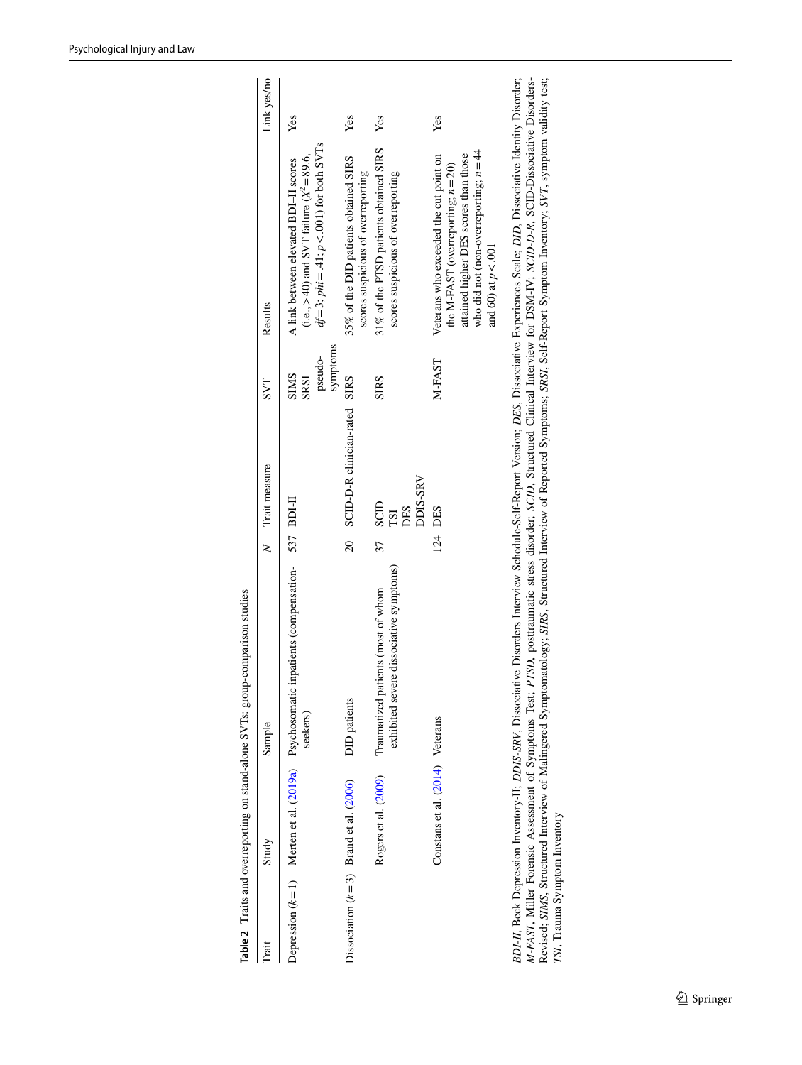**Table 2** Traits and overreporting on stand-alone SVTs: group-comparison studies

| Trait | Study | Sample | *N* | Trait measure | SVT | Results | Link yes/no |
|---|---|---|---|---|---|---|---|
| Depression ($k=1$) | Merten et al. (2019a) | Psychosomatic inpatients (compensation-seekers) | 537 | BDI-II | SIMS SRSI pseudo-symptoms | A link between elevated BDI-II scores (i.e., >40) and SVT failure ($X^2=89.6$, $df=3$; $phi=.41$; $p<.001$) for both SVTs | Yes |
| Dissociation ($k=3$) | Brand et al. (2006) | DID patients | 20 | SCID-D-R clinician-rated | SIRS | 35% of the DID patients obtained SIRS scores suspicious of overreporting | Yes |
| | Rogers et al. (2009) | Traumatized patients (most of whom exhibited severe dissociative symptoms) | 37 | SCID TSI DES DDIS-SRV | SIRS | 31% of the PTSD patients obtained SIRS scores suspicious of overreporting | Yes |
| | Constans et al. (2014) | Veterans | 124 | DES | M-FAST | Veterans who exceeded the cut point on the M-FAST (overreporting; $n=20$) attained higher DES scores than those who did not (non-overreporting; $n=44$ and 60) at $p<.001$ | Yes |

*BDI-II*, Beck Depression Inventory-II; *DDIS-SRV*, Dissociative Disorders Interview Schedule-Self-Report Version; *DES*, Dissociative Experiences Scale; *DID*, Dissociative Identity Disorder; *M-FAST*, Miller Forensic Assessment of Symptoms Test; *PTSD*, posttraumatic stress disorder; *SCID*, Structured Clinical Interview for DSM-IV; *SCID-D-R*, SCID-Dissociative Disorders-Revised; *SIMS*, Structured Inventory of Malingered Symptomatology; *SIRS*, Structured Interview of Reported Symptoms; *SRSI*, Self-Report Symptom Inventory; *SVT*, symptom validity test; *TSI*, Trauma Symptom Inventory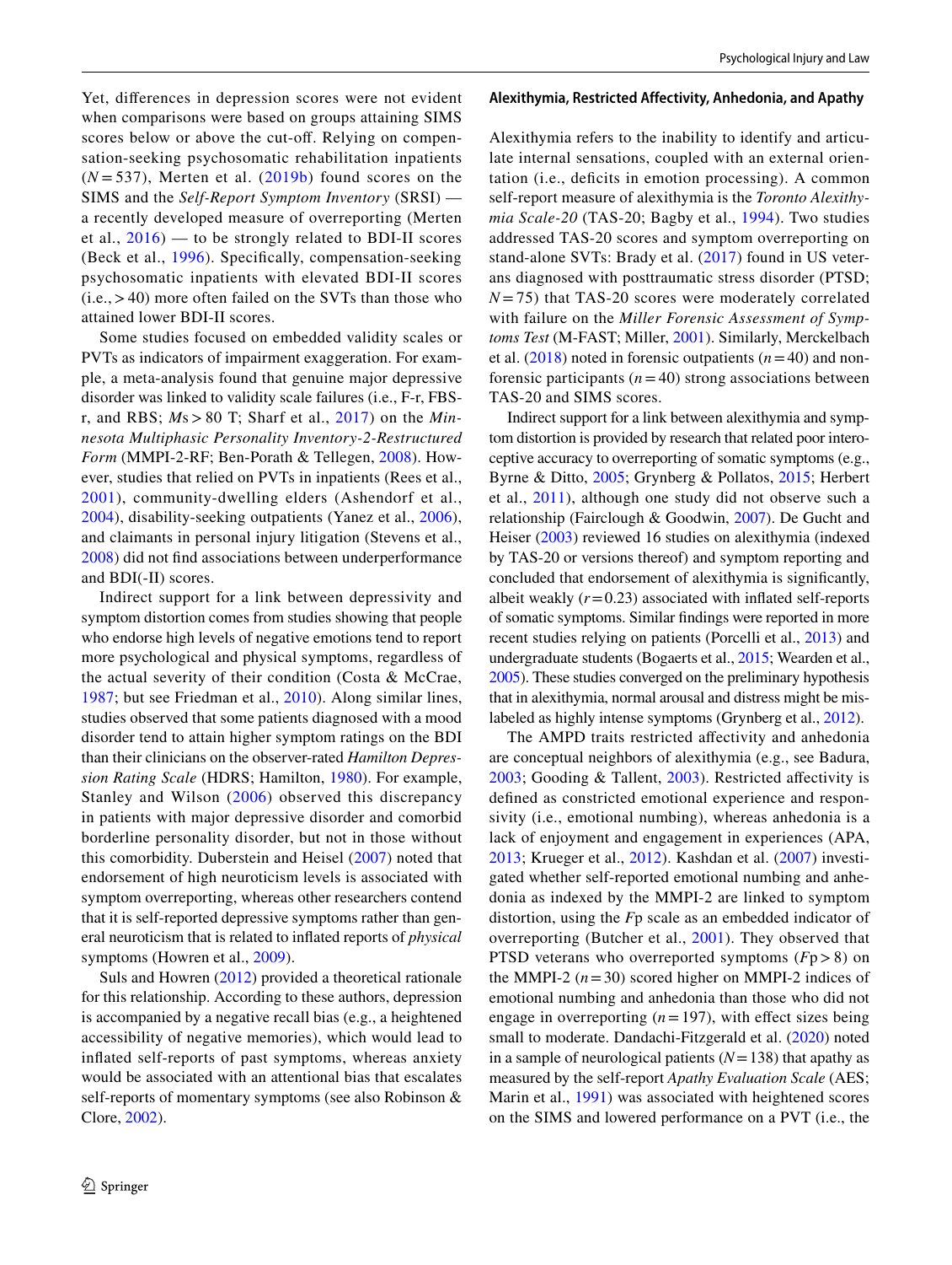Yet, differences in depression scores were not evident when comparisons were based on groups attaining SIMS scores below or above the cut-off. Relying on compensation-seeking psychosomatic rehabilitation inpatients ($N = 537$), Merten et al. (2019b) found scores on the SIMS and the *Self-Report Symptom Inventory* (SRSI) — a recently developed measure of overreporting (Merten et al., 2016) — to be strongly related to BDI-II scores (Beck et al., 1996). Specifically, compensation-seeking psychosomatic inpatients with elevated BDI-II scores (i.e., > 40) more often failed on the SVTs than those who attained lower BDI-II scores.

Some studies focused on embedded validity scales or PVTs as indicators of impairment exaggeration. For example, a meta-analysis found that genuine major depressive disorder was linked to validity scale failures (i.e., F-r, FBS-r, and RBS; *M*s > 80 T; Sharf et al., 2017) on the *Minnesota Multiphasic Personality Inventory-2-Restructured Form* (MMPI-2-RF; Ben-Porath & Tellegen, 2008). However, studies that relied on PVTs in inpatients (Rees et al., 2001), community-dwelling elders (Ashendorf et al., 2004), disability-seeking outpatients (Yanez et al., 2006), and claimants in personal injury litigation (Stevens et al., 2008) did not find associations between underperformance and BDI(-II) scores.

Indirect support for a link between depressivity and symptom distortion comes from studies showing that people who endorse high levels of negative emotions tend to report more psychological and physical symptoms, regardless of the actual severity of their condition (Costa & McCrae, 1987; but see Friedman et al., 2010). Along similar lines, studies observed that some patients diagnosed with a mood disorder tend to attain higher symptom ratings on the BDI than their clinicians on the observer-rated *Hamilton Depression Rating Scale* (HDRS; Hamilton, 1980). For example, Stanley and Wilson (2006) observed this discrepancy in patients with major depressive disorder and comorbid borderline personality disorder, but not in those without this comorbidity. Duberstein and Heisel (2007) noted that endorsement of high neuroticism levels is associated with symptom overreporting, whereas other researchers contend that it is self-reported depressive symptoms rather than general neuroticism that is related to inflated reports of *physical* symptoms (Howren et al., 2009).

Suls and Howren (2012) provided a theoretical rationale for this relationship. According to these authors, depression is accompanied by a negative recall bias (e.g., a heightened accessibility of negative memories), which would lead to inflated self-reports of past symptoms, whereas anxiety would be associated with an attentional bias that escalates self-reports of momentary symptoms (see also Robinson & Clore, 2002).

### Alexithymia, Restricted Affectivity, Anhedonia, and Apathy

Alexithymia refers to the inability to identify and articulate internal sensations, coupled with an external orientation (i.e., deficits in emotion processing). A common self-report measure of alexithymia is the *Toronto Alexithymia Scale-20* (TAS-20; Bagby et al., 1994). Two studies addressed TAS-20 scores and symptom overreporting on stand-alone SVTs: Brady et al. (2017) found in US veterans diagnosed with posttraumatic stress disorder (PTSD; $N = 75$) that TAS-20 scores were moderately correlated with failure on the *Miller Forensic Assessment of Symptoms Test* (M-FAST; Miller, 2001). Similarly, Merckelbach et al. (2018) noted in forensic outpatients ($n = 40$) and non-forensic participants ($n = 40$) strong associations between TAS-20 and SIMS scores.

Indirect support for a link between alexithymia and symptom distortion is provided by research that related poor interoceptive accuracy to overreporting of somatic symptoms (e.g., Byrne & Ditto, 2005; Grynberg & Pollatos, 2015; Herbert et al., 2011), although one study did not observe such a relationship (Fairclough & Goodwin, 2007). De Gucht and Heiser (2003) reviewed 16 studies on alexithymia (indexed by TAS-20 or versions thereof) and symptom reporting and concluded that endorsement of alexithymia is significantly, albeit weakly ($r = 0.23$) associated with inflated self-reports of somatic symptoms. Similar findings were reported in more recent studies relying on patients (Porcelli et al., 2013) and undergraduate students (Bogaerts et al., 2015; Wearden et al., 2005). These studies converged on the preliminary hypothesis that in alexithymia, normal arousal and distress might be mislabeled as highly intense symptoms (Grynberg et al., 2012).

The AMPD traits restricted affectivity and anhedonia are conceptual neighbors of alexithymia (e.g., see Badura, 2003; Gooding & Tallent, 2003). Restricted affectivity is defined as constricted emotional experience and responsivity (i.e., emotional numbing), whereas anhedonia is a lack of enjoyment and engagement in experiences (APA, 2013; Krueger et al., 2012). Kashdan et al. (2007) investigated whether self-reported emotional numbing and anhedonia as indexed by the MMPI-2 are linked to symptom distortion, using the *F*p scale as an embedded indicator of overreporting (Butcher et al., 2001). They observed that PTSD veterans who overreported symptoms (*F*p > 8) on the MMPI-2 ($n = 30$) scored higher on MMPI-2 indices of emotional numbing and anhedonia than those who did not engage in overreporting ($n = 197$), with effect sizes being small to moderate. Dandachi-Fitzgerald et al. (2020) noted in a sample of neurological patients ($N = 138$) that apathy as measured by the self-report *Apathy Evaluation Scale* (AES; Marin et al., 1991) was associated with heightened scores on the SIMS and lowered performance on a PVT (i.e., the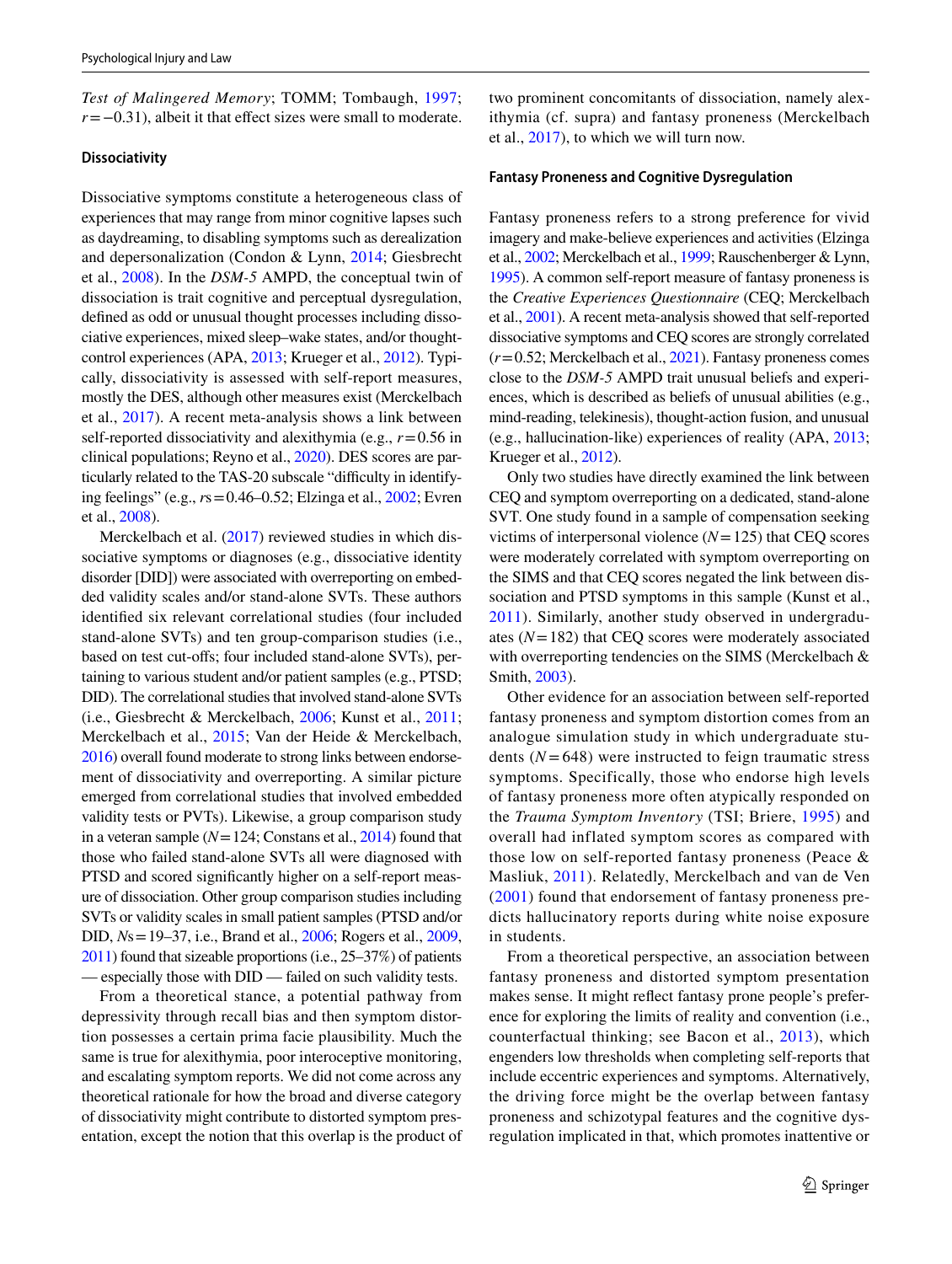*Test of Malingered Memory*; TOMM; Tombaugh, 1997; $r = -0.31$), albeit it that effect sizes were small to moderate.

### Dissociativity

Dissociative symptoms constitute a heterogeneous class of experiences that may range from minor cognitive lapses such as daydreaming, to disabling symptoms such as derealization and depersonalization (Condon & Lynn, 2014; Giesbrecht et al., 2008). In the *DSM-5* AMPD, the conceptual twin of dissociation is trait cognitive and perceptual dysregulation, defined as odd or unusual thought processes including dissociative experiences, mixed sleep–wake states, and/or thought-control experiences (APA, 2013; Krueger et al., 2012). Typically, dissociativity is assessed with self-report measures, mostly the DES, although other measures exist (Merckelbach et al., 2017). A recent meta-analysis shows a link between self-reported dissociativity and alexithymia (e.g., $r = 0.56$ in clinical populations; Reyno et al., 2020). DES scores are particularly related to the TAS-20 subscale "difficulty in identifying feelings" (e.g., $r$s $= 0.46$–$0.52$; Elzinga et al., 2002; Evren et al., 2008).

Merckelbach et al. (2017) reviewed studies in which dissociative symptoms or diagnoses (e.g., dissociative identity disorder [DID]) were associated with overreporting on embedded validity scales and/or stand-alone SVTs. These authors identified six relevant correlational studies (four included stand-alone SVTs) and ten group-comparison studies (i.e., based on test cut-offs; four included stand-alone SVTs), pertaining to various student and/or patient samples (e.g., PTSD; DID). The correlational studies that involved stand-alone SVTs (i.e., Giesbrecht & Merckelbach, 2006; Kunst et al., 2011; Merckelbach et al., 2015; Van der Heide & Merckelbach, 2016) overall found moderate to strong links between endorsement of dissociativity and overreporting. A similar picture emerged from correlational studies that involved embedded validity tests or PVTs). Likewise, a group comparison study in a veteran sample ($N = 124$; Constans et al., 2014) found that those who failed stand-alone SVTs all were diagnosed with PTSD and scored significantly higher on a self-report measure of dissociation. Other group comparison studies including SVTs or validity scales in small patient samples (PTSD and/or DID, $N$s $= 19$–$37$, i.e., Brand et al., 2006; Rogers et al., 2009, 2011) found that sizeable proportions (i.e., 25–37%) of patients — especially those with DID — failed on such validity tests.

From a theoretical stance, a potential pathway from depressivity through recall bias and then symptom distortion possesses a certain prima facie plausibility. Much the same is true for alexithymia, poor interoceptive monitoring, and escalating symptom reports. We did not come across any theoretical rationale for how the broad and diverse category of dissociativity might contribute to distorted symptom presentation, except the notion that this overlap is the product of two prominent concomitants of dissociation, namely alexithymia (cf. supra) and fantasy proneness (Merckelbach et al., 2017), to which we will turn now.

### Fantasy Proneness and Cognitive Dysregulation

Fantasy proneness refers to a strong preference for vivid imagery and make-believe experiences and activities (Elzinga et al., 2002; Merckelbach et al., 1999; Rauschenberger & Lynn, 1995). A common self-report measure of fantasy proneness is the *Creative Experiences Questionnaire* (CEQ; Merckelbach et al., 2001). A recent meta-analysis showed that self-reported dissociative symptoms and CEQ scores are strongly correlated ($r = 0.52$; Merckelbach et al., 2021). Fantasy proneness comes close to the *DSM-5* AMPD trait unusual beliefs and experiences, which is described as beliefs of unusual abilities (e.g., mind-reading, telekinesis), thought-action fusion, and unusual (e.g., hallucination-like) experiences of reality (APA, 2013; Krueger et al., 2012).

Only two studies have directly examined the link between CEQ and symptom overreporting on a dedicated, stand-alone SVT. One study found in a sample of compensation seeking victims of interpersonal violence ($N = 125$) that CEQ scores were moderately correlated with symptom overreporting on the SIMS and that CEQ scores negated the link between dissociation and PTSD symptoms in this sample (Kunst et al., 2011). Similarly, another study observed in undergraduates ($N = 182$) that CEQ scores were moderately associated with overreporting tendencies on the SIMS (Merckelbach & Smith, 2003).

Other evidence for an association between self-reported fantasy proneness and symptom distortion comes from an analogue simulation study in which undergraduate students ($N = 648$) were instructed to feign traumatic stress symptoms. Specifically, those who endorse high levels of fantasy proneness more often atypically responded on the *Trauma Symptom Inventory* (TSI; Briere, 1995) and overall had inflated symptom scores as compared with those low on self-reported fantasy proneness (Peace & Masliuk, 2011). Relatedly, Merckelbach and van de Ven (2001) found that endorsement of fantasy proneness predicts hallucinatory reports during white noise exposure in students.

From a theoretical perspective, an association between fantasy proneness and distorted symptom presentation makes sense. It might reflect fantasy prone people's preference for exploring the limits of reality and convention (i.e., counterfactual thinking; see Bacon et al., 2013), which engenders low thresholds when completing self-reports that include eccentric experiences and symptoms. Alternatively, the driving force might be the overlap between fantasy proneness and schizotypal features and the cognitive dysregulation implicated in that, which promotes inattentive or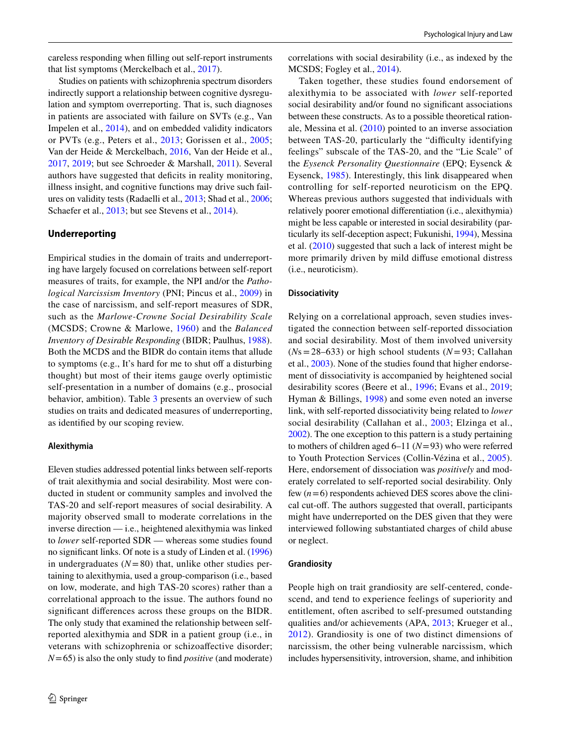careless responding when filling out self-report instruments that list symptoms (Merckelbach et al., 2017).

Studies on patients with schizophrenia spectrum disorders indirectly support a relationship between cognitive dysregulation and symptom overreporting. That is, such diagnoses in patients are associated with failure on SVTs (e.g., Van Impelen et al., 2014), and on embedded validity indicators or PVTs (e.g., Peters et al., 2013; Gorissen et al., 2005; Van der Heide & Merckelbach, 2016, Van der Heide et al., 2017, 2019; but see Schroeder & Marshall, 2011). Several authors have suggested that deficits in reality monitoring, illness insight, and cognitive functions may drive such failures on validity tests (Radaelli et al., 2013; Shad et al., 2006; Schaefer et al., 2013; but see Stevens et al., 2014).

## Underreporting

Empirical studies in the domain of traits and underreporting have largely focused on correlations between self-report measures of traits, for example, the NPI and/or the *Pathological Narcissism Inventory* (PNI; Pincus et al., 2009) in the case of narcissism, and self-report measures of SDR, such as the *Marlowe-Crowne Social Desirability Scale* (MCSDS; Crowne & Marlowe, 1960) and the *Balanced Inventory of Desirable Responding* (BIDR; Paulhus, 1988). Both the MCDS and the BIDR do contain items that allude to symptoms (e.g., It's hard for me to shut off a disturbing thought) but most of their items gauge overly optimistic self-presentation in a number of domains (e.g., prosocial behavior, ambition). Table 3 presents an overview of such studies on traits and dedicated measures of underreporting, as identified by our scoping review.

### Alexithymia

Eleven studies addressed potential links between self-reports of trait alexithymia and social desirability. Most were conducted in student or community samples and involved the TAS-20 and self-report measures of social desirability. A majority observed small to moderate correlations in the inverse direction — i.e., heightened alexithymia was linked to *lower* self-reported SDR — whereas some studies found no significant links. Of note is a study of Linden et al. (1996) in undergraduates ($N=80$) that, unlike other studies pertaining to alexithymia, used a group-comparison (i.e., based on low, moderate, and high TAS-20 scores) rather than a correlational approach to the issue. The authors found no significant differences across these groups on the BIDR. The only study that examined the relationship between self-reported alexithymia and SDR in a patient group (i.e., in veterans with schizophrenia or schizoaffective disorder; $N=65$) is also the only study to find *positive* (and moderate) correlations with social desirability (i.e., as indexed by the MCSDS; Fogley et al., 2014).

Taken together, these studies found endorsement of alexithymia to be associated with *lower* self-reported social desirability and/or found no significant associations between these constructs. As to a possible theoretical rationale, Messina et al. (2010) pointed to an inverse association between TAS-20, particularly the "difficulty identifying feelings" subscale of the TAS-20, and the "Lie Scale" of the *Eysenck Personality Questionnaire* (EPQ; Eysenck & Eysenck, 1985). Interestingly, this link disappeared when controlling for self-reported neuroticism on the EPQ. Whereas previous authors suggested that individuals with relatively poorer emotional differentiation (i.e., alexithymia) might be less capable or interested in social desirability (particularly its self-deception aspect; Fukunishi, 1994), Messina et al. (2010) suggested that such a lack of interest might be more primarily driven by mild diffuse emotional distress (i.e., neuroticism).

### Dissociativity

Relying on a correlational approach, seven studies investigated the connection between self-reported dissociation and social desirability. Most of them involved university ($Ns=28$–$633$) or high school students ($N=93$; Callahan et al., 2003). None of the studies found that higher endorsement of dissociativity is accompanied by heightened social desirability scores (Beere et al., 1996; Evans et al., 2019; Hyman & Billings, 1998) and some even noted an inverse link, with self-reported dissociativity being related to *lower* social desirability (Callahan et al., 2003; Elzinga et al., 2002). The one exception to this pattern is a study pertaining to mothers of children aged 6–11 ($N=93$) who were referred to Youth Protection Services (Collin-Vézina et al., 2005). Here, endorsement of dissociation was *positively* and moderately correlated to self-reported social desirability. Only few ($n=6$) respondents achieved DES scores above the clinical cut-off. The authors suggested that overall, participants might have underreported on the DES given that they were interviewed following substantiated charges of child abuse or neglect.

### Grandiosity

People high on trait grandiosity are self-centered, condescend, and tend to experience feelings of superiority and entitlement, often ascribed to self-presumed outstanding qualities and/or achievements (APA, 2013; Krueger et al., 2012). Grandiosity is one of two distinct dimensions of narcissism, the other being vulnerable narcissism, which includes hypersensitivity, introversion, shame, and inhibition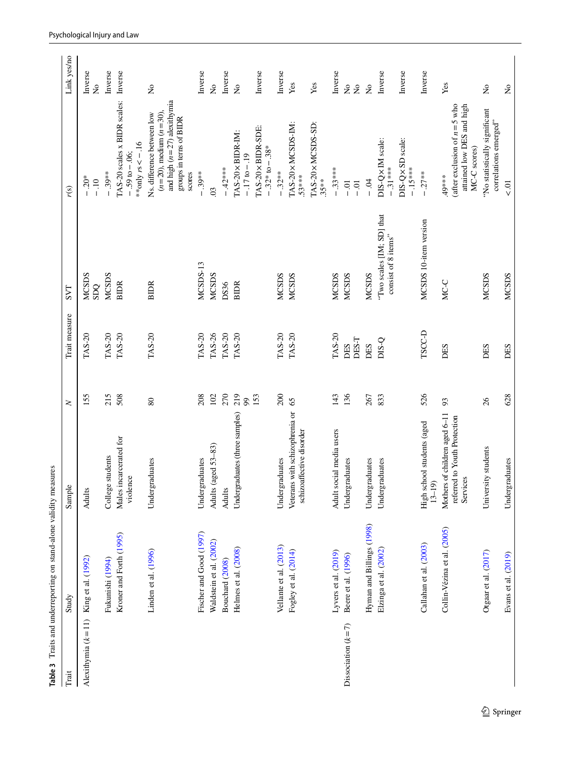**Table 3** Traits and underreporting on stand-alone validity measures

| Trait | Study | Sample | $N$ | Trait measure | SVT | $r$(s) | Link yes/no |
|---|---|---|---|---|---|---|---|
| Alexithymia ($k = 11$) | King et al. (1992) | Adults | 155 | TAS-20 | MCSDS | − .20* | Inverse |
| | | | | | SDQ | − .10 | No |
| | Fukunishi (1994) | College students | 215 | TAS-20 | MCSDS | − .39** | Inverse |
| | Kroner and Forth (1995) | Males incarcerated for violence | 508 | TAS-20 | BIDR | TAS-20 scales x BIDR scales: − .59 to − .06; **only $rs < -.16$ | Inverse |
| | Linden et al. (1996) | Undergraduates | 80 | TAS-20 | BIDR | Ns. difference between low ($n = 20$), medium ($n = 30$), and high ($n = 27$) alexithymia groups in terms of BIDR scores | No |
| | Fischer and Good (1997) | Undergraduates | 208 | TAS-20 | MCSDS-13 | − .39** | Inverse |
| | Waldstein et al. (2002) | Adults (aged 53–83) | 102 | TAS-26 | MCSDS | .03 | No |
| | Bouchard (2008) | Adults | 270 | TAS-20 | DS36 | − .42*** | Inverse |
| | Helmes et al. (2008) | Undergraduates (three samples) | 219 99 153 | TAS-20 | BIDR | TAS-20 × BIDR-IM: − .17 to − .19 | No |
| | | | | | | TAS-20 × BIDR-SDE: − .32* to − .38* | Inverse |
| | Vellante et al. (2013) | Undergraduates | 200 | TAS-20 | MCSDS | − .32** | Inverse |
| | Fogley et al. (2014) | Veterans with schizophrenia or schizoaffective disorder | 65 | TAS-20 | MCSDS | TAS-20 × MCSDS-IM: .53*** | Yes |
| | | | | | | TAS-20 × MCSDS-SD: .35** | Yes |
| | Lyvers et al. (2019) | Adult social media users | 143 | TAS-20 | MCSDS | − .33*** | Inverse |
| Dissociation ($k = 7$) | Beere et al. (1996) | Undergraduates | 136 | DES | MCSDS | − .01 | No |
| | | | | DES-T | | − .01 | No |
| | Hyman and Billings (1998) | Undergraduates | 267 | DES | MCSDS | − .04 | No |
| | Elzinga et al. (2002) | Undergraduates | 833 | DIS-Q | "Two scales [IM; SD] that consist of 8 items" | DIS-Q × IM scale: − .31*** | Inverse |
| | | | | | | DIS-Q × SD scale: − .15*** | Inverse |
| | Callahan et al. (2003) | High school students (aged 13–19) | 526 | TSCC-D | MCSDS 10-item version | − .27** | Inverse |
| | Collin-Vézina et al. (2005) | Mothers of children aged 6–11 referred to Youth Protection Services | 93 | DES | MC-C | .49*** (after exclusion of $n = 5$ who attained low DES and high MC-C scores) | Yes |
| | Otgaar et al. (2017) | University students | 26 | DES | MCSDS | "No statistically significant correlations emerged" | No |
| | Evans et al. (2019) | Undergraduates | 628 | DES | MCSDS | < .01 | No |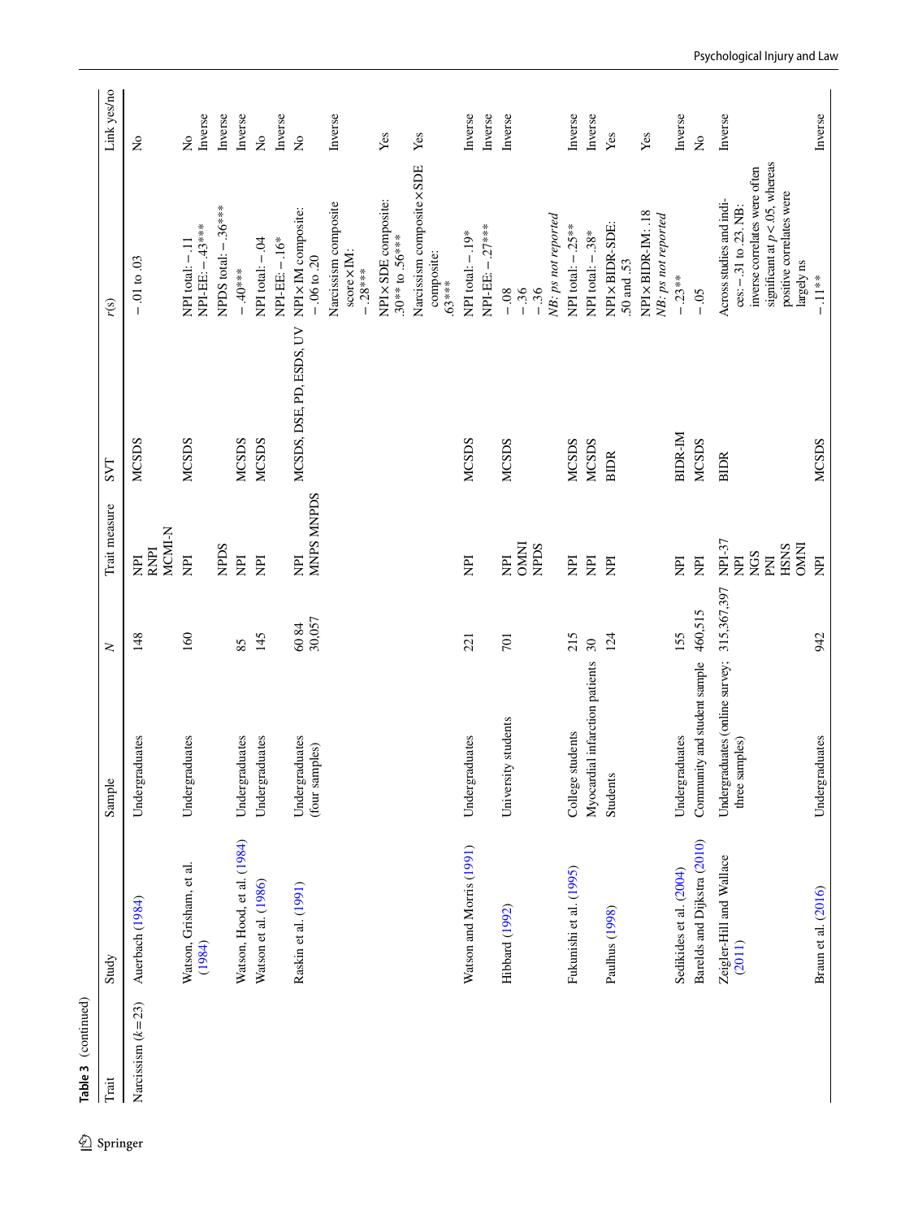**Table 3** (continued)

| Trait | Study | Sample | *N* | Trait measure | SVT | *r*(s) | Link yes/no |
|---|---|---|---|---|---|---|---|
| Narcissism (*k* = 23) | Auerbach (1984) | Undergraduates | 148 | NPI<br>RNPI<br>MCMI-N | MCSDS | − .01 to .03 | No |
| | Watson, Grisham, et al. (1984) | Undergraduates | 160 | NPI | MCSDS | NPI total: − .11<br>NPI-EE: − .43*** | No<br>Inverse |
| | | | | NPDS | | NPDS total: − .36*** | Inverse |
| | Watson, Hood, et al. (1984) | Undergraduates | 85 | NPI | MCSDS | − .40*** | Inverse |
| | Watson et al. (1986) | Undergraduates | 145 | NPI | MCSDS | NPI total: − .04<br>NPI-EE: − .16* | No<br>Inverse |
| | Raskin et al. (1991) | Undergraduates (four samples) | 60 84<br>30,057 | NPI<br>MNPS MNPDS | MCSDS, DSE, PD, ESDS, UV | NPI × IM composite: − .06 to .20 | No |
| | | | | | | Narcissism composite score × IM: − .28*** | Inverse |
| | | | | | | NPI × SDE composite: .30** to .56*** | Yes |
| | | | | | | Narcissism composite × SDE composite: .63*** | Yes |
| | Watson and Morris (1991) | Undergraduates | 221 | NPI | MCSDS | NPI total: − .19*<br>NPI-EE: − .27*** | Inverse<br>Inverse |
| | Hibbard (1992) | University students | 701 | NPI<br>OMNI<br>NPDS | MCSDS | − .08<br>− .36<br>− .36<br>*NB: ps not reported* | Inverse |
| | Fukunishi et al. (1995) | College students | 215 | NPI | MCSDS | NPI total: − .25** | Inverse |
| | | Myocardial infarction patients | 30 | NPI | MCSDS | NPI total: − .38* | Inverse |
| | Paulhus (1998) | Students | 124 | NPI | BIDR | NPI × BIDR-SDE: .50 and .53 | Yes |
| | | | | | | NPI × BIDR-IM: .18<br>*NB: ps not reported* | Yes |
| | Sedikides et al. (2004) | Undergraduates | 155 | NPI | BIDR-IM | − .23** | Inverse |
| | Barelds and Dijkstra (2010) | Community and student sample | 460,515 | NPI | MCSDS | − .05 | No |
| | Zeigler-Hill and Wallace (2011) | Undergraduates (online survey; three samples) | 315,367,397 | NPI-37<br>NPI<br>NGS<br>PNI<br>HSNS<br>OMNI | BIDR | Across studies and indices: − .31 to .23. NB: inverse correlates were often significant at *p* < .05, whereas positive correlates were largely ns | Inverse |
| | Braun et al. (2016) | Undergraduates | 942 | NPI | MCSDS | − .11** | Inverse |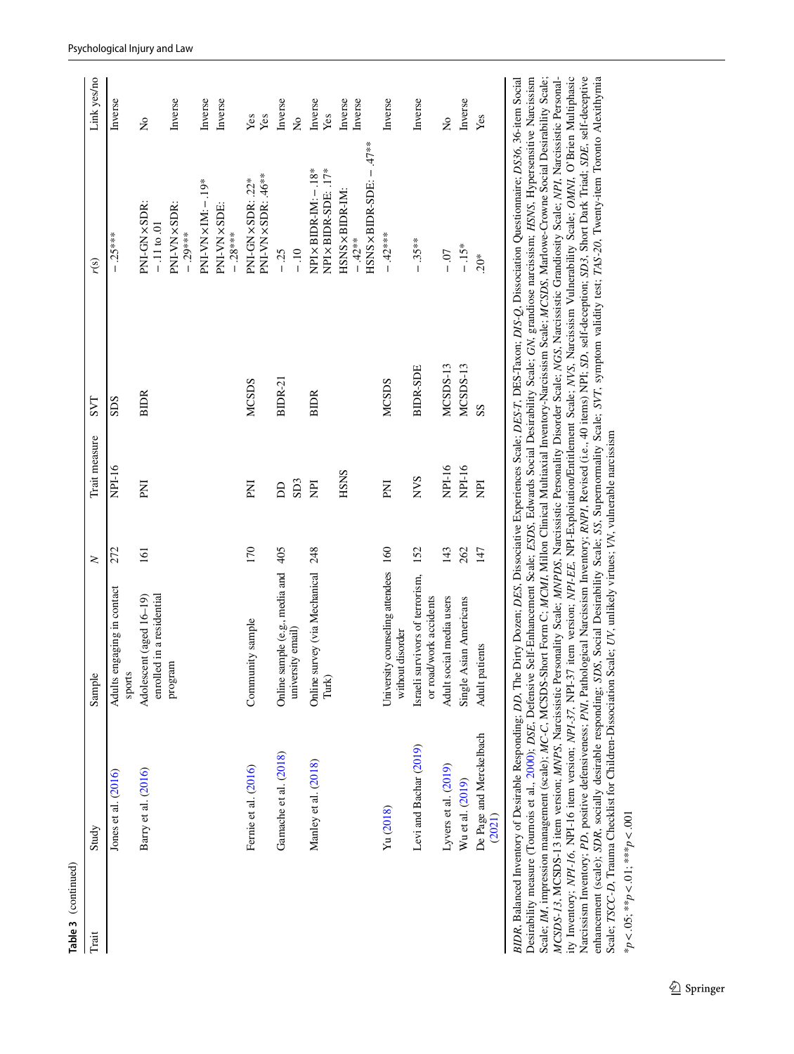**Table 3** (continued)

| Trait | Study | Sample | N | Trait measure | SVT | r(s) | Link yes/no |
|---|---|---|---|---|---|---|---|
| | Jones et al. (2016) | Adults engaging in contact sports | 272 | NPI-16 | SDS | − .25*** | Inverse |
| | Barry et al. (2016) | Adolescent (aged 16–19) enrolled in a residential program | 161 | PNI | BIDR | PNI-GN × SDR: −.11 to .01 | No |
| | | | | | | PNI-VN × SDR: − .29*** | Inverse |
| | | | | | | PNI-VN × IM: − .19* | Inverse |
| | | | | | | PNI-VN × SDE: − .28*** | Inverse |
| | Fernie et al. (2016) | Community sample | 170 | PNI | MCSDS | PNI-GN × SDR: .22* | Yes |
| | | | | | | PNI-VN × SDR: .46** | Yes |
| | Gamache et al. (2018) | Online sample (e.g., media and university email) | 405 | DD | BIDR-21 | − .25 | Inverse |
| | | | | SD3 | | − .10 | No |
| | Manley et al. (2018) | Online survey (via Mechanical Turk) | 248 | NPI | BIDR | NPI × BIDR-IM: − .18* | Inverse |
| | | | | | | NPI × BIDR-SDE: .17* | Yes |
| | | | | HSNS | | HSNS × BIDR-IM: − .42** | Inverse |
| | | | | | | HSNS × BIDR-SDE: − .47** | Inverse |
| | Yu (2018) | University counseling attendees without disorder | 160 | PNI | MCSDS | − .42*** | Inverse |
| | Levi and Bachar (2019) | Israeli survivors of terrorism, or road/work accidents | 152 | NVS | BIDR-SDE | − .35** | Inverse |
| | Lyvers et al. (2019) | Adult social media users | 143 | NPI-16 | MCSDS-13 | − .07 | No |
| | Wu et al. (2019) | Single Asian Americans | 262 | NPI-16 | MCSDS-13 | − .15* | Inverse |
| | De Page and Merckelbach (2021) | Adult patients | 147 | NPI | SS | .20* | Yes |

*BIDR*, Balanced Inventory of Desirable Responding; *DD*, The Dirty Dozen; *DES*, Dissociative Experiences Scale; *DES-T*, DES-Taxon; *DIS-Q*, Dissociation Questionnaire; *DS36*, 36-item Social Desirability measure (Tournois et al., 2000); *DSE*, Defensive Self-Enhancement Scale; *ESDS*, Edwards Social Desirability Scale; *GN*, grandiose narcissism; *HSNS*, Hypersensitive Narcissism Scale; *IM*, impression management (scale); *MC-C*, MCSDS-Short Form C; *MCMI*, Millon Clinical Multiaxial Inventory-Narcissism Scale; *MCSDS*, Marlowe-Crowne Social Desirability Scale; *MCSDS-13*, MCSDS-13 item version; *MNPS*, Narcissistic Personality Scale; *MNPDS*, Narcissistic Personality Disorder Scale; *NGS*, Narcissistic Grandiosity Scale; *NPI*, Narcissistic Personality Inventory; *NPI-16*, NPI-16 item version; *NPI-37*, NPI-37 item version; *NPI-EE*, NPI-Exploitation/Entitlement Scale; *NVS*, Narcissism Vulnerability Scale; *OMNI*, O'Brien Multiphasic Narcissism Inventory; *PD*, positive defensiveness; *PNI*, Pathological Narcissism Inventory; *RNPI*, Revised (i.e., 40 items) NPI; *SD*, self-deception; *SD3*, Short Dark Triad; *SDE*, self-deceptive enhancement (scale); *SDR*, socially desirable responding; *SDS*, Social Desirability Scale; *SS*, Supernormality Scale; *SVT*, symptom validity test; *TAS-20*, Twenty-item Toronto Alexithymia Scale; *TSCC-D*, Trauma Checklist for Children-Dissociation Scale; *UV*, unlikely virtues; *VN*, vulnerable narcissism

*$p < .05$; **$p < .01$; ***$p < .001$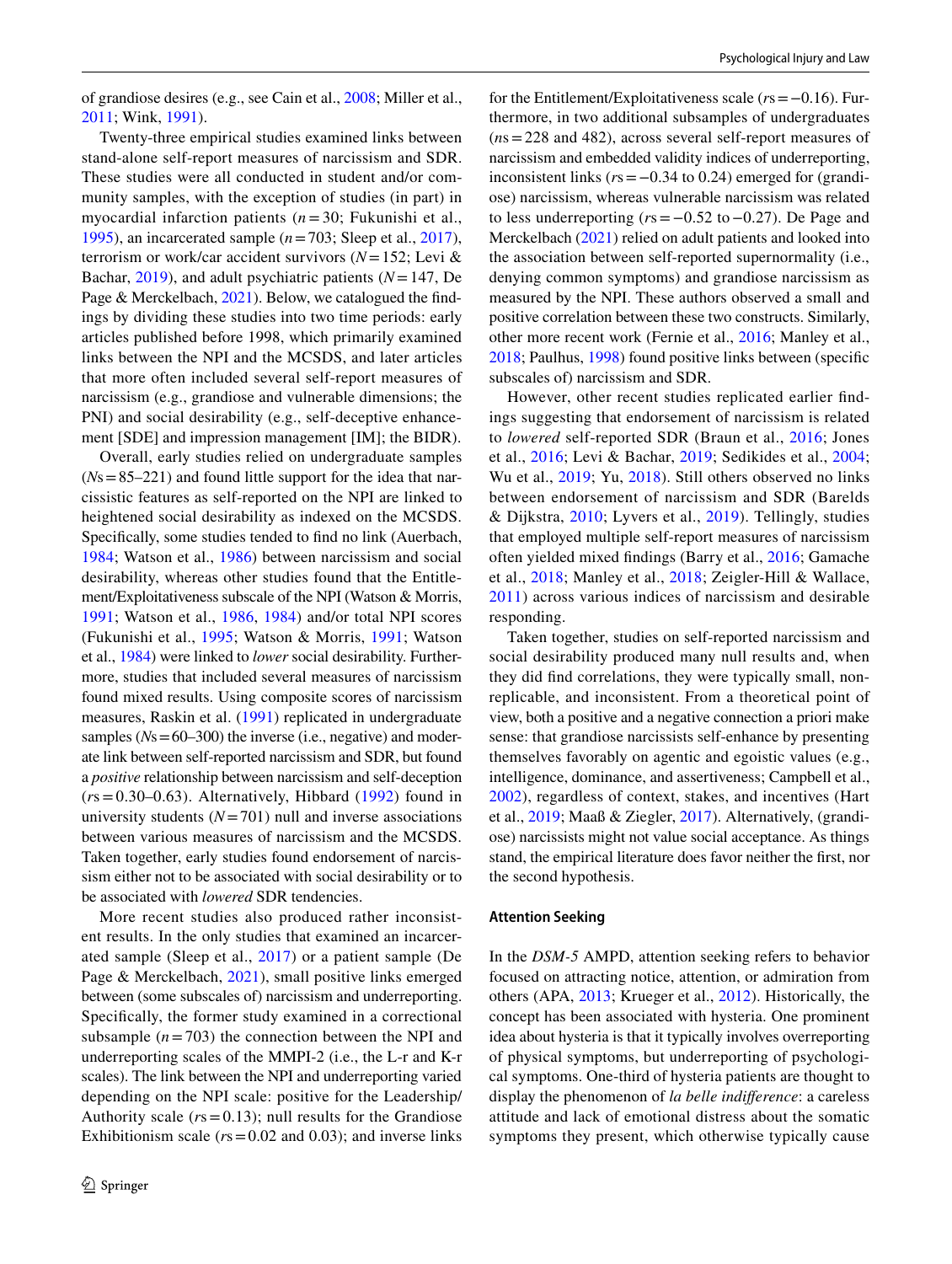of grandiose desires (e.g., see Cain et al., 2008; Miller et al., 2011; Wink, 1991).

Twenty-three empirical studies examined links between stand-alone self-report measures of narcissism and SDR. These studies were all conducted in student and/or community samples, with the exception of studies (in part) in myocardial infarction patients ($n = 30$; Fukunishi et al., 1995), an incarcerated sample ($n = 703$; Sleep et al., 2017), terrorism or work/car accident survivors ($N = 152$; Levi & Bachar, 2019), and adult psychiatric patients ($N = 147$, De Page & Merckelbach, 2021). Below, we catalogued the findings by dividing these studies into two time periods: early articles published before 1998, which primarily examined links between the NPI and the MCSDS, and later articles that more often included several self-report measures of narcissism (e.g., grandiose and vulnerable dimensions; the PNI) and social desirability (e.g., self-deceptive enhancement [SDE] and impression management [IM]; the BIDR).

Overall, early studies relied on undergraduate samples ($Ns = 85–221$) and found little support for the idea that narcissistic features as self-reported on the NPI are linked to heightened social desirability as indexed on the MCSDS. Specifically, some studies tended to find no link (Auerbach, 1984; Watson et al., 1986) between narcissism and social desirability, whereas other studies found that the Entitlement/Exploitativeness subscale of the NPI (Watson & Morris, 1991; Watson et al., 1986, 1984) and/or total NPI scores (Fukunishi et al., 1995; Watson & Morris, 1991; Watson et al., 1984) were linked to *lower* social desirability. Furthermore, studies that included several measures of narcissism found mixed results. Using composite scores of narcissism measures, Raskin et al. (1991) replicated in undergraduate samples ($Ns = 60–300$) the inverse (i.e., negative) and moderate link between self-reported narcissism and SDR, but found a *positive* relationship between narcissism and self-deception ($rs = 0.30–0.63$). Alternatively, Hibbard (1992) found in university students ($N = 701$) null and inverse associations between various measures of narcissism and the MCSDS. Taken together, early studies found endorsement of narcissism either not to be associated with social desirability or to be associated with *lowered* SDR tendencies.

More recent studies also produced rather inconsistent results. In the only studies that examined an incarcerated sample (Sleep et al., 2017) or a patient sample (De Page & Merckelbach, 2021), small positive links emerged between (some subscales of) narcissism and underreporting. Specifically, the former study examined in a correctional subsample ($n = 703$) the connection between the NPI and underreporting scales of the MMPI-2 (i.e., the L-r and K-r scales). The link between the NPI and underreporting varied depending on the NPI scale: positive for the Leadership/Authority scale ($rs = 0.13$); null results for the Grandiose Exhibitionism scale ($rs = 0.02$ and $0.03$); and inverse links for the Entitlement/Exploitativeness scale ($rs = -0.16$). Furthermore, in two additional subsamples of undergraduates ($ns = 228$ and $482$), across several self-report measures of narcissism and embedded validity indices of underreporting, inconsistent links ($rs = -0.34$ to $0.24$) emerged for (grandiose) narcissism, whereas vulnerable narcissism was related to less underreporting ($rs = -0.52$ to $-0.27$). De Page and Merckelbach (2021) relied on adult patients and looked into the association between self-reported supernormality (i.e., denying common symptoms) and grandiose narcissism as measured by the NPI. These authors observed a small and positive correlation between these two constructs. Similarly, other more recent work (Fernie et al., 2016; Manley et al., 2018; Paulhus, 1998) found positive links between (specific subscales of) narcissism and SDR.

However, other recent studies replicated earlier findings suggesting that endorsement of narcissism is related to *lowered* self-reported SDR (Braun et al., 2016; Jones et al., 2016; Levi & Bachar, 2019; Sedikides et al., 2004; Wu et al., 2019; Yu, 2018). Still others observed no links between endorsement of narcissism and SDR (Barelds & Dijkstra, 2010; Lyvers et al., 2019). Tellingly, studies that employed multiple self-report measures of narcissism often yielded mixed findings (Barry et al., 2016; Gamache et al., 2018; Manley et al., 2018; Zeigler-Hill & Wallace, 2011) across various indices of narcissism and desirable responding.

Taken together, studies on self-reported narcissism and social desirability produced many null results and, when they did find correlations, they were typically small, nonreplicable, and inconsistent. From a theoretical point of view, both a positive and a negative connection a priori make sense: that grandiose narcissists self-enhance by presenting themselves favorably on agentic and egoistic values (e.g., intelligence, dominance, and assertiveness; Campbell et al., 2002), regardless of context, stakes, and incentives (Hart et al., 2019; Maaß & Ziegler, 2017). Alternatively, (grandiose) narcissists might not value social acceptance. As things stand, the empirical literature does favor neither the first, nor the second hypothesis.

### Attention Seeking

In the *DSM-5* AMPD, attention seeking refers to behavior focused on attracting notice, attention, or admiration from others (APA, 2013; Krueger et al., 2012). Historically, the concept has been associated with hysteria. One prominent idea about hysteria is that it typically involves overreporting of physical symptoms, but underreporting of psychological symptoms. One-third of hysteria patients are thought to display the phenomenon of *la belle indifference*: a careless attitude and lack of emotional distress about the somatic symptoms they present, which otherwise typically cause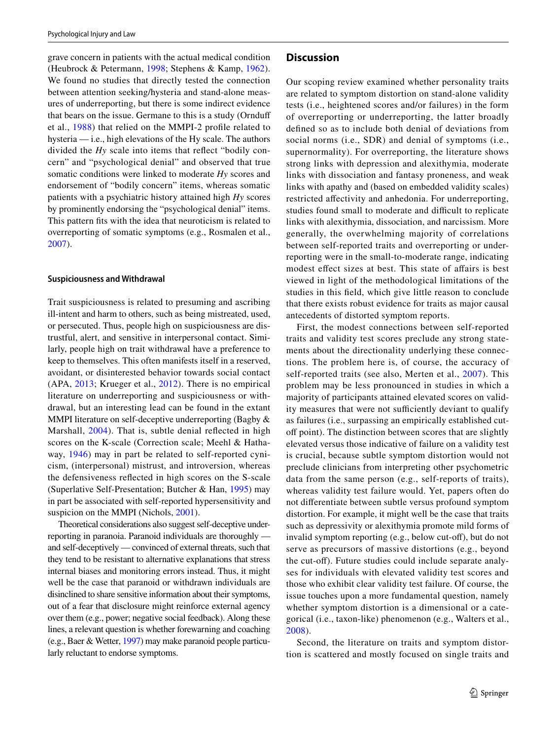grave concern in patients with the actual medical condition (Heubrock & Petermann, 1998; Stephens & Kamp, 1962). We found no studies that directly tested the connection between attention seeking/hysteria and stand-alone measures of underreporting, but there is some indirect evidence that bears on the issue. Germane to this is a study (Ornduff et al., 1988) that relied on the MMPI-2 profile related to hysteria — i.e., high elevations of the Hy scale. The authors divided the *Hy* scale into items that reflect "bodily concern" and "psychological denial" and observed that true somatic conditions were linked to moderate *Hy* scores and endorsement of "bodily concern" items, whereas somatic patients with a psychiatric history attained high *Hy* scores by prominently endorsing the "psychological denial" items. This pattern fits with the idea that neuroticism is related to overreporting of somatic symptoms (e.g., Rosmalen et al., 2007).

#### Suspiciousness and Withdrawal

Trait suspiciousness is related to presuming and ascribing ill-intent and harm to others, such as being mistreated, used, or persecuted. Thus, people high on suspiciousness are distrustful, alert, and sensitive in interpersonal contact. Similarly, people high on trait withdrawal have a preference to keep to themselves. This often manifests itself in a reserved, avoidant, or disinterested behavior towards social contact (APA, 2013; Krueger et al., 2012). There is no empirical literature on underreporting and suspiciousness or withdrawal, but an interesting lead can be found in the extant MMPI literature on self-deceptive underreporting (Bagby & Marshall, 2004). That is, subtle denial reflected in high scores on the K-scale (Correction scale; Meehl & Hathaway, 1946) may in part be related to self-reported cynicism, (interpersonal) mistrust, and introversion, whereas the defensiveness reflected in high scores on the S-scale (Superlative Self-Presentation; Butcher & Han, 1995) may in part be associated with self-reported hypersensitivity and suspicion on the MMPI (Nichols, 2001).

Theoretical considerations also suggest self-deceptive underreporting in paranoia. Paranoid individuals are thoroughly — and self-deceptively — convinced of external threats, such that they tend to be resistant to alternative explanations that stress internal biases and monitoring errors instead. Thus, it might well be the case that paranoid or withdrawn individuals are disinclined to share sensitive information about their symptoms, out of a fear that disclosure might reinforce external agency over them (e.g., power; negative social feedback). Along these lines, a relevant question is whether forewarning and coaching (e.g., Baer & Wetter, 1997) may make paranoid people particularly reluctant to endorse symptoms.

## Discussion

Our scoping review examined whether personality traits are related to symptom distortion on stand-alone validity tests (i.e., heightened scores and/or failures) in the form of overreporting or underreporting, the latter broadly defined so as to include both denial of deviations from social norms (i.e., SDR) and denial of symptoms (i.e., supernormality). For overreporting, the literature shows strong links with depression and alexithymia, moderate links with dissociation and fantasy proneness, and weak links with apathy and (based on embedded validity scales) restricted affectivity and anhedonia. For underreporting, studies found small to moderate and difficult to replicate links with alexithymia, dissociation, and narcissism. More generally, the overwhelming majority of correlations between self-reported traits and overreporting or underreporting were in the small-to-moderate range, indicating modest effect sizes at best. This state of affairs is best viewed in light of the methodological limitations of the studies in this field, which give little reason to conclude that there exists robust evidence for traits as major causal antecedents of distorted symptom reports.

First, the modest connections between self-reported traits and validity test scores preclude any strong statements about the directionality underlying these connections. The problem here is, of course, the accuracy of self-reported traits (see also, Merten et al., 2007). This problem may be less pronounced in studies in which a majority of participants attained elevated scores on validity measures that were not sufficiently deviant to qualify as failures (i.e., surpassing an empirically established cutoff point). The distinction between scores that are slightly elevated versus those indicative of failure on a validity test is crucial, because subtle symptom distortion would not preclude clinicians from interpreting other psychometric data from the same person (e.g., self-reports of traits), whereas validity test failure would. Yet, papers often do not differentiate between subtle versus profound symptom distortion. For example, it might well be the case that traits such as depressivity or alexithymia promote mild forms of invalid symptom reporting (e.g., below cut-off), but do not serve as precursors of massive distortions (e.g., beyond the cut-off). Future studies could include separate analyses for individuals with elevated validity test scores and those who exhibit clear validity test failure. Of course, the issue touches upon a more fundamental question, namely whether symptom distortion is a dimensional or a categorical (i.e., taxon-like) phenomenon (e.g., Walters et al., 2008).

Second, the literature on traits and symptom distortion is scattered and mostly focused on single traits and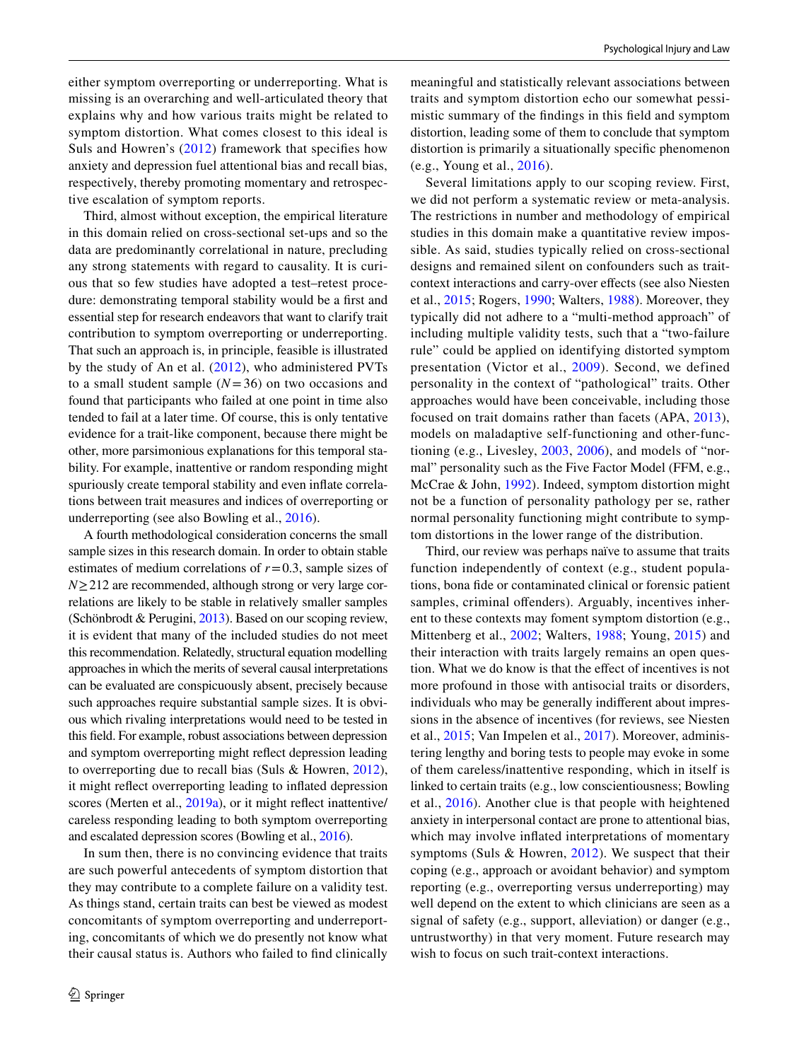either symptom overreporting or underreporting. What is missing is an overarching and well-articulated theory that explains why and how various traits might be related to symptom distortion. What comes closest to this ideal is Suls and Howren's (2012) framework that specifies how anxiety and depression fuel attentional bias and recall bias, respectively, thereby promoting momentary and retrospective escalation of symptom reports.

Third, almost without exception, the empirical literature in this domain relied on cross-sectional set-ups and so the data are predominantly correlational in nature, precluding any strong statements with regard to causality. It is curious that so few studies have adopted a test–retest procedure: demonstrating temporal stability would be a first and essential step for research endeavors that want to clarify trait contribution to symptom overreporting or underreporting. That such an approach is, in principle, feasible is illustrated by the study of An et al. (2012), who administered PVTs to a small student sample ($N = 36$) on two occasions and found that participants who failed at one point in time also tended to fail at a later time. Of course, this is only tentative evidence for a trait-like component, because there might be other, more parsimonious explanations for this temporal stability. For example, inattentive or random responding might spuriously create temporal stability and even inflate correlations between trait measures and indices of overreporting or underreporting (see also Bowling et al., 2016).

A fourth methodological consideration concerns the small sample sizes in this research domain. In order to obtain stable estimates of medium correlations of $r = 0.3$, sample sizes of $N \geq 212$ are recommended, although strong or very large correlations are likely to be stable in relatively smaller samples (Schönbrodt & Perugini, 2013). Based on our scoping review, it is evident that many of the included studies do not meet this recommendation. Relatedly, structural equation modelling approaches in which the merits of several causal interpretations can be evaluated are conspicuously absent, precisely because such approaches require substantial sample sizes. It is obvious which rivaling interpretations would need to be tested in this field. For example, robust associations between depression and symptom overreporting might reflect depression leading to overreporting due to recall bias (Suls & Howren, 2012), it might reflect overreporting leading to inflated depression scores (Merten et al., 2019a), or it might reflect inattentive/careless responding leading to both symptom overreporting and escalated depression scores (Bowling et al., 2016).

In sum then, there is no convincing evidence that traits are such powerful antecedents of symptom distortion that they may contribute to a complete failure on a validity test. As things stand, certain traits can best be viewed as modest concomitants of symptom overreporting and underreporting, concomitants of which we do presently not know what their causal status is. Authors who failed to find clinically meaningful and statistically relevant associations between traits and symptom distortion echo our somewhat pessimistic summary of the findings in this field and symptom distortion, leading some of them to conclude that symptom distortion is primarily a situationally specific phenomenon (e.g., Young et al., 2016).

Several limitations apply to our scoping review. First, we did not perform a systematic review or meta-analysis. The restrictions in number and methodology of empirical studies in this domain make a quantitative review impossible. As said, studies typically relied on cross-sectional designs and remained silent on confounders such as trait-context interactions and carry-over effects (see also Niesten et al., 2015; Rogers, 1990; Walters, 1988). Moreover, they typically did not adhere to a "multi-method approach" of including multiple validity tests, such that a "two-failure rule" could be applied on identifying distorted symptom presentation (Victor et al., 2009). Second, we defined personality in the context of "pathological" traits. Other approaches would have been conceivable, including those focused on trait domains rather than facets (APA, 2013), models on maladaptive self-functioning and other-functioning (e.g., Livesley, 2003, 2006), and models of "normal" personality such as the Five Factor Model (FFM, e.g., McCrae & John, 1992). Indeed, symptom distortion might not be a function of personality pathology per se, rather normal personality functioning might contribute to symptom distortions in the lower range of the distribution.

Third, our review was perhaps naïve to assume that traits function independently of context (e.g., student populations, bona fide or contaminated clinical or forensic patient samples, criminal offenders). Arguably, incentives inherent to these contexts may foment symptom distortion (e.g., Mittenberg et al., 2002; Walters, 1988; Young, 2015) and their interaction with traits largely remains an open question. What we do know is that the effect of incentives is not more profound in those with antisocial traits or disorders, individuals who may be generally indifferent about impressions in the absence of incentives (for reviews, see Niesten et al., 2015; Van Impelen et al., 2017). Moreover, administering lengthy and boring tests to people may evoke in some of them careless/inattentive responding, which in itself is linked to certain traits (e.g., low conscientiousness; Bowling et al., 2016). Another clue is that people with heightened anxiety in interpersonal contact are prone to attentional bias, which may involve inflated interpretations of momentary symptoms (Suls & Howren, 2012). We suspect that their coping (e.g., approach or avoidant behavior) and symptom reporting (e.g., overreporting versus underreporting) may well depend on the extent to which clinicians are seen as a signal of safety (e.g., support, alleviation) or danger (e.g., untrustworthy) in that very moment. Future research may wish to focus on such trait-context interactions.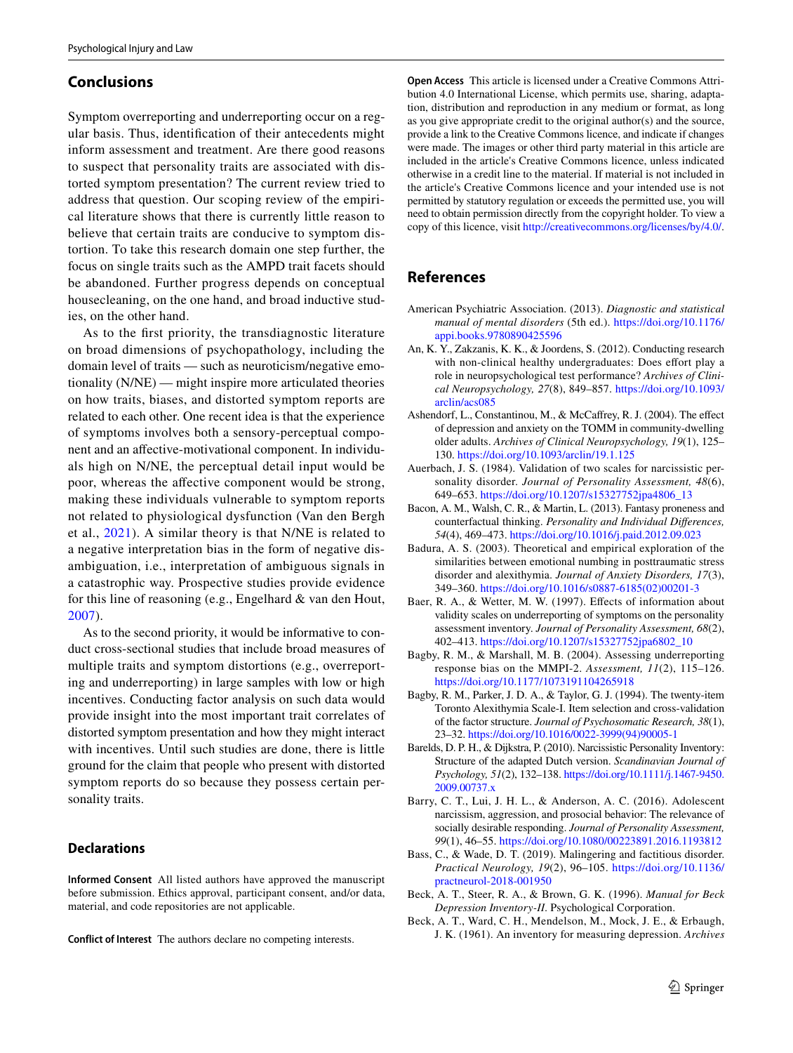## Conclusions

Symptom overreporting and underreporting occur on a regular basis. Thus, identification of their antecedents might inform assessment and treatment. Are there good reasons to suspect that personality traits are associated with distorted symptom presentation? The current review tried to address that question. Our scoping review of the empirical literature shows that there is currently little reason to believe that certain traits are conducive to symptom distortion. To take this research domain one step further, the focus on single traits such as the AMPD trait facets should be abandoned. Further progress depends on conceptual housecleaning, on the one hand, and broad inductive studies, on the other hand.

As to the first priority, the transdiagnostic literature on broad dimensions of psychopathology, including the domain level of traits — such as neuroticism/negative emotionality (N/NE) — might inspire more articulated theories on how traits, biases, and distorted symptom reports are related to each other. One recent idea is that the experience of symptoms involves both a sensory-perceptual component and an affective-motivational component. In individuals high on N/NE, the perceptual detail input would be poor, whereas the affective component would be strong, making these individuals vulnerable to symptom reports not related to physiological dysfunction (Van den Bergh et al., 2021). A similar theory is that N/NE is related to a negative interpretation bias in the form of negative disambiguation, i.e., interpretation of ambiguous signals in a catastrophic way. Prospective studies provide evidence for this line of reasoning (e.g., Engelhard & van den Hout, 2007).

As to the second priority, it would be informative to conduct cross-sectional studies that include broad measures of multiple traits and symptom distortions (e.g., overreporting and underreporting) in large samples with low or high incentives. Conducting factor analysis on such data would provide insight into the most important trait correlates of distorted symptom presentation and how they might interact with incentives. Until such studies are done, there is little ground for the claim that people who present with distorted symptom reports do so because they possess certain personality traits.

## Declarations

**Informed Consent** All listed authors have approved the manuscript before submission. Ethics approval, participant consent, and/or data, material, and code repositories are not applicable.

**Conflict of Interest** The authors declare no competing interests.

**Open Access** This article is licensed under a Creative Commons Attribution 4.0 International License, which permits use, sharing, adaptation, distribution and reproduction in any medium or format, as long as you give appropriate credit to the original author(s) and the source, provide a link to the Creative Commons licence, and indicate if changes were made. The images or other third party material in this article are included in the article's Creative Commons licence, unless indicated otherwise in a credit line to the material. If material is not included in the article's Creative Commons licence and your intended use is not permitted by statutory regulation or exceeds the permitted use, you will need to obtain permission directly from the copyright holder. To view a copy of this licence, visit http://creativecommons.org/licenses/by/4.0/.

## References

American Psychiatric Association. (2013). *Diagnostic and statistical manual of mental disorders* (5th ed.). https://doi.org/10.1176/appi.books.9780890425596

An, K. Y., Zakzanis, K. K., & Joordens, S. (2012). Conducting research with non-clinical healthy undergraduates: Does effort play a role in neuropsychological test performance? *Archives of Clinical Neuropsychology, 27*(8), 849–857. https://doi.org/10.1093/arclin/acs085

Ashendorf, L., Constantinou, M., & McCaffrey, R. J. (2004). The effect of depression and anxiety on the TOMM in community-dwelling older adults. *Archives of Clinical Neuropsychology, 19*(1), 125–130. https://doi.org/10.1093/arclin/19.1.125

Auerbach, J. S. (1984). Validation of two scales for narcissistic personality disorder. *Journal of Personality Assessment, 48*(6), 649–653. https://doi.org/10.1207/s15327752jpa4806_13

Bacon, A. M., Walsh, C. R., & Martin, L. (2013). Fantasy proneness and counterfactual thinking. *Personality and Individual Differences, 54*(4), 469–473. https://doi.org/10.1016/j.paid.2012.09.023

Badura, A. S. (2003). Theoretical and empirical exploration of the similarities between emotional numbing in posttraumatic stress disorder and alexithymia. *Journal of Anxiety Disorders, 17*(3), 349–360. https://doi.org/10.1016/s0887-6185(02)00201-3

Baer, R. A., & Wetter, M. W. (1997). Effects of information about validity scales on underreporting of symptoms on the personality assessment inventory. *Journal of Personality Assessment, 68*(2), 402–413. https://doi.org/10.1207/s15327752jpa6802_10

Bagby, R. M., & Marshall, M. B. (2004). Assessing underreporting response bias on the MMPI-2. *Assessment, 11*(2), 115–126. https://doi.org/10.1177/1073191104265918

Bagby, R. M., Parker, J. D. A., & Taylor, G. J. (1994). The twenty-item Toronto Alexithymia Scale-I. Item selection and cross-validation of the factor structure. *Journal of Psychosomatic Research, 38*(1), 23–32. https://doi.org/10.1016/0022-3999(94)90005-1

Barelds, D. P. H., & Dijkstra, P. (2010). Narcissistic Personality Inventory: Structure of the adapted Dutch version. *Scandinavian Journal of Psychology, 51*(2), 132–138. https://doi.org/10.1111/j.1467-9450.2009.00737.x

Barry, C. T., Lui, J. H. L., & Anderson, A. C. (2016). Adolescent narcissism, aggression, and prosocial behavior: The relevance of socially desirable responding. *Journal of Personality Assessment, 99*(1), 46–55. https://doi.org/10.1080/00223891.2016.1193812

Bass, C., & Wade, D. T. (2019). Malingering and factitious disorder. *Practical Neurology, 19*(2), 96–105. https://doi.org/10.1136/practneurol-2018-001950

Beck, A. T., Steer, R. A., & Brown, G. K. (1996). *Manual for Beck Depression Inventory-II*. Psychological Corporation.

Beck, A. T., Ward, C. H., Mendelson, M., Mock, J. E., & Erbaugh, J. K. (1961). An inventory for measuring depression. *Archives*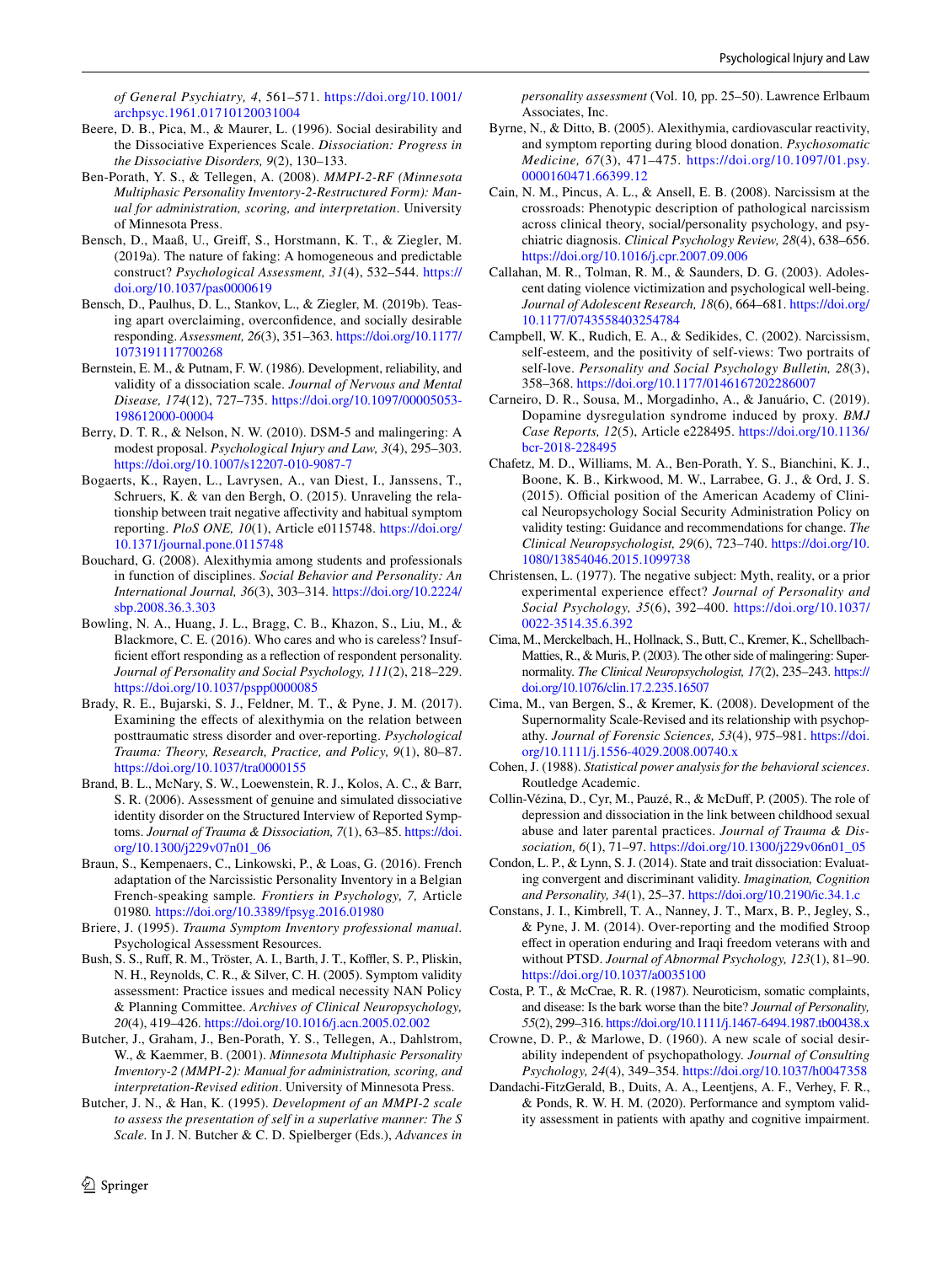*of General Psychiatry, 4*, 561–571. https://doi.org/10.1001/archpsyc.1961.01710120031004

Beere, D. B., Pica, M., & Maurer, L. (1996). Social desirability and the Dissociative Experiences Scale. *Dissociation: Progress in the Dissociative Disorders, 9*(2), 130–133.

Ben-Porath, Y. S., & Tellegen, A. (2008). *MMPI-2-RF (Minnesota Multiphasic Personality Inventory-2-Restructured Form): Manual for administration, scoring, and interpretation*. University of Minnesota Press.

Bensch, D., Maaß, U., Greiff, S., Horstmann, K. T., & Ziegler, M. (2019a). The nature of faking: A homogeneous and predictable construct? *Psychological Assessment, 31*(4), 532–544. https://doi.org/10.1037/pas0000619

Bensch, D., Paulhus, D. L., Stankov, L., & Ziegler, M. (2019b). Teasing apart overclaiming, overconfidence, and socially desirable responding. *Assessment, 26*(3), 351–363. https://doi.org/10.1177/1073191117700268

Bernstein, E. M., & Putnam, F. W. (1986). Development, reliability, and validity of a dissociation scale. *Journal of Nervous and Mental Disease, 174*(12), 727–735. https://doi.org/10.1097/00005053-198612000-00004

Berry, D. T. R., & Nelson, N. W. (2010). DSM-5 and malingering: A modest proposal. *Psychological Injury and Law, 3*(4), 295–303. https://doi.org/10.1007/s12207-010-9087-7

Bogaerts, K., Rayen, L., Lavrysen, A., van Diest, I., Janssens, T., Schruers, K. & van den Bergh, O. (2015). Unraveling the relationship between trait negative affectivity and habitual symptom reporting. *PloS ONE, 10*(1), Article e0115748. https://doi.org/10.1371/journal.pone.0115748

Bouchard, G. (2008). Alexithymia among students and professionals in function of disciplines. *Social Behavior and Personality: An International Journal, 36*(3), 303–314. https://doi.org/10.2224/sbp.2008.36.3.303

Bowling, N. A., Huang, J. L., Bragg, C. B., Khazon, S., Liu, M., & Blackmore, C. E. (2016). Who cares and who is careless? Insufficient effort responding as a reflection of respondent personality. *Journal of Personality and Social Psychology, 111*(2), 218–229. https://doi.org/10.1037/pspp0000085

Brady, R. E., Bujarski, S. J., Feldner, M. T., & Pyne, J. M. (2017). Examining the effects of alexithymia on the relation between posttraumatic stress disorder and over-reporting. *Psychological Trauma: Theory, Research, Practice, and Policy, 9*(1), 80–87. https://doi.org/10.1037/tra0000155

Brand, B. L., McNary, S. W., Loewenstein, R. J., Kolos, A. C., & Barr, S. R. (2006). Assessment of genuine and simulated dissociative identity disorder on the Structured Interview of Reported Symptoms. *Journal of Trauma & Dissociation, 7*(1), 63–85. https://doi.org/10.1300/j229v07n01_06

Braun, S., Kempenaers, C., Linkowski, P., & Loas, G. (2016). French adaptation of the Narcissistic Personality Inventory in a Belgian French-speaking sample. *Frontiers in Psychology, 7,* Article 01980. https://doi.org/10.3389/fpsyg.2016.01980

Briere, J. (1995). *Trauma Symptom Inventory professional manual*. Psychological Assessment Resources.

Bush, S. S., Ruff, R. M., Tröster, A. I., Barth, J. T., Koffler, S. P., Pliskin, N. H., Reynolds, C. R., & Silver, C. H. (2005). Symptom validity assessment: Practice issues and medical necessity NAN Policy & Planning Committee. *Archives of Clinical Neuropsychology, 20*(4), 419–426. https://doi.org/10.1016/j.acn.2005.02.002

Butcher, J., Graham, J., Ben-Porath, Y. S., Tellegen, A., Dahlstrom, W., & Kaemmer, B. (2001). *Minnesota Multiphasic Personality Inventory-2 (MMPI-2): Manual for administration, scoring, and interpretation-Revised edition*. University of Minnesota Press.

Butcher, J. N., & Han, K. (1995). *Development of an MMPI-2 scale to assess the presentation of self in a superlative manner: The S Scale.* In J. N. Butcher & C. D. Spielberger (Eds.), *Advances in personality assessment* (Vol. 10*,* pp. 25–50). Lawrence Erlbaum Associates, Inc.

Byrne, N., & Ditto, B. (2005). Alexithymia, cardiovascular reactivity, and symptom reporting during blood donation. *Psychosomatic Medicine, 67*(3), 471–475. https://doi.org/10.1097/01.psy.0000160471.66399.12

Cain, N. M., Pincus, A. L., & Ansell, E. B. (2008). Narcissism at the crossroads: Phenotypic description of pathological narcissism across clinical theory, social/personality psychology, and psychiatric diagnosis. *Clinical Psychology Review, 28*(4), 638–656. https://doi.org/10.1016/j.cpr.2007.09.006

Callahan, M. R., Tolman, R. M., & Saunders, D. G. (2003). Adolescent dating violence victimization and psychological well-being. *Journal of Adolescent Research, 18*(6), 664–681. https://doi.org/10.1177/0743558403254784

Campbell, W. K., Rudich, E. A., & Sedikides, C. (2002). Narcissism, self-esteem, and the positivity of self-views: Two portraits of self-love. *Personality and Social Psychology Bulletin, 28*(3), 358–368. https://doi.org/10.1177/0146167202286007

Carneiro, D. R., Sousa, M., Morgadinho, A., & Januário, C. (2019). Dopamine dysregulation syndrome induced by proxy. *BMJ Case Reports, 12*(5), Article e228495. https://doi.org/10.1136/bcr-2018-228495

Chafetz, M. D., Williams, M. A., Ben-Porath, Y. S., Bianchini, K. J., Boone, K. B., Kirkwood, M. W., Larrabee, G. J., & Ord, J. S. (2015). Official position of the American Academy of Clinical Neuropsychology Social Security Administration Policy on validity testing: Guidance and recommendations for change. *The Clinical Neuropsychologist, 29*(6), 723–740. https://doi.org/10.1080/13854046.2015.1099738

Christensen, L. (1977). The negative subject: Myth, reality, or a prior experimental experience effect? *Journal of Personality and Social Psychology, 35*(6), 392–400. https://doi.org/10.1037/0022-3514.35.6.392

Cima, M., Merckelbach, H., Hollnack, S., Butt, C., Kremer, K., Schellbach-Matties, R., & Muris, P. (2003). The other side of malingering: Supernormality. *The Clinical Neuropsychologist, 17*(2), 235–243. https://doi.org/10.1076/clin.17.2.235.16507

Cima, M., van Bergen, S., & Kremer, K. (2008). Development of the Supernormality Scale-Revised and its relationship with psychopathy. *Journal of Forensic Sciences, 53*(4), 975–981. https://doi.org/10.1111/j.1556-4029.2008.00740.x

Cohen, J. (1988). *Statistical power analysis for the behavioral sciences.* Routledge Academic.

Collin-Vézina, D., Cyr, M., Pauzé, R., & McDuff, P. (2005). The role of depression and dissociation in the link between childhood sexual abuse and later parental practices. *Journal of Trauma & Dissociation, 6*(1), 71–97. https://doi.org/10.1300/j229v06n01_05

Condon, L. P., & Lynn, S. J. (2014). State and trait dissociation: Evaluating convergent and discriminant validity. *Imagination, Cognition and Personality, 34*(1), 25–37. https://doi.org/10.2190/ic.34.1.c

Constans, J. I., Kimbrell, T. A., Nanney, J. T., Marx, B. P., Jegley, S., & Pyne, J. M. (2014). Over-reporting and the modified Stroop effect in operation enduring and Iraqi freedom veterans with and without PTSD. *Journal of Abnormal Psychology, 123*(1), 81–90. https://doi.org/10.1037/a0035100

Costa, P. T., & McCrae, R. R. (1987). Neuroticism, somatic complaints, and disease: Is the bark worse than the bite? *Journal of Personality, 55*(2), 299–316. https://doi.org/10.1111/j.1467-6494.1987.tb00438.x

Crowne, D. P., & Marlowe, D. (1960). A new scale of social desirability independent of psychopathology. *Journal of Consulting Psychology, 24*(4), 349–354. https://doi.org/10.1037/h0047358

Dandachi-FitzGerald, B., Duits, A. A., Leentjens, A. F., Verhey, F. R., & Ponds, R. W. H. M. (2020). Performance and symptom validity assessment in patients with apathy and cognitive impairment.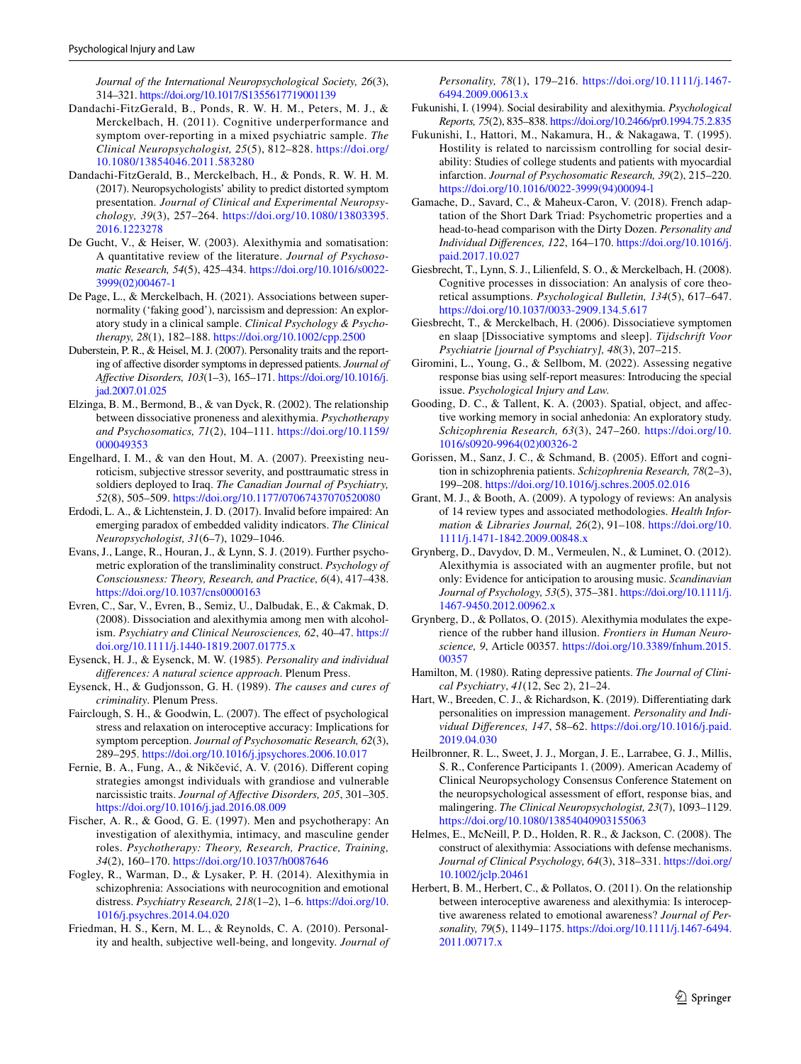*Journal of the International Neuropsychological Society, 26*(3), 314–321. https://doi.org/10.1017/S1355617719001139

Dandachi-FitzGerald, B., Ponds, R. W. H. M., Peters, M. J., & Merckelbach, H. (2011). Cognitive underperformance and symptom over-reporting in a mixed psychiatric sample. *The Clinical Neuropsychologist, 25*(5), 812–828. https://doi.org/10.1080/13854046.2011.583280

Dandachi-FitzGerald, B., Merckelbach, H., & Ponds, R. W. H. M. (2017). Neuropsychologists' ability to predict distorted symptom presentation. *Journal of Clinical and Experimental Neuropsychology, 39*(3), 257–264. https://doi.org/10.1080/13803395.2016.1223278

De Gucht, V., & Heiser, W. (2003). Alexithymia and somatisation: A quantitative review of the literature. *Journal of Psychosomatic Research, 54*(5), 425–434. https://doi.org/10.1016/s0022-3999(02)00467-1

De Page, L., & Merckelbach, H. (2021). Associations between supernormality ('faking good'), narcissism and depression: An exploratory study in a clinical sample. *Clinical Psychology & Psychotherapy, 28*(1), 182–188. https://doi.org/10.1002/cpp.2500

Duberstein, P. R., & Heisel, M. J. (2007). Personality traits and the reporting of affective disorder symptoms in depressed patients. *Journal of Affective Disorders, 103*(1–3), 165–171. https://doi.org/10.1016/j.jad.2007.01.025

Elzinga, B. M., Bermond, B., & van Dyck, R. (2002). The relationship between dissociative proneness and alexithymia. *Psychotherapy and Psychosomatics, 71*(2), 104–111. https://doi.org/10.1159/000049353

Engelhard, I. M., & van den Hout, M. A. (2007). Preexisting neuroticism, subjective stressor severity, and posttraumatic stress in soldiers deployed to Iraq. *The Canadian Journal of Psychiatry, 52*(8), 505–509. https://doi.org/10.1177/070674370705200808

Erdodi, L. A., & Lichtenstein, J. D. (2017). Invalid before impaired: An emerging paradox of embedded validity indicators. *The Clinical Neuropsychologist, 31*(6–7), 1029–1046.

Evans, J., Lange, R., Houran, J., & Lynn, S. J. (2019). Further psychometric exploration of the transliminality construct. *Psychology of Consciousness: Theory, Research, and Practice, 6*(4), 417–438. https://doi.org/10.1037/cns0000163

Evren, C., Sar, V., Evren, B., Semiz, U., Dalbudak, E., & Cakmak, D. (2008). Dissociation and alexithymia among men with alcoholism. *Psychiatry and Clinical Neurosciences, 62*, 40–47. https://doi.org/10.1111/j.1440-1819.2007.01775.x

Eysenck, H. J., & Eysenck, M. W. (1985). *Personality and individual differences: A natural science approach*. Plenum Press.

Eysenck, H., & Gudjonsson, G. H. (1989). *The causes and cures of criminality*. Plenum Press.

Fairclough, S. H., & Goodwin, L. (2007). The effect of psychological stress and relaxation on interoceptive accuracy: Implications for symptom perception. *Journal of Psychosomatic Research, 62*(3), 289–295. https://doi.org/10.1016/j.jpsychores.2006.10.017

Fernie, B. A., Fung, A., & Nikčević, A. V. (2016). Different coping strategies amongst individuals with grandiose and vulnerable narcissistic traits. *Journal of Affective Disorders, 205*, 301–305. https://doi.org/10.1016/j.jad.2016.08.009

Fischer, A. R., & Good, G. E. (1997). Men and psychotherapy: An investigation of alexithymia, intimacy, and masculine gender roles. *Psychotherapy: Theory, Research, Practice, Training, 34*(2), 160–170. https://doi.org/10.1037/h0087646

Fogley, R., Warman, D., & Lysaker, P. H. (2014). Alexithymia in schizophrenia: Associations with neurocognition and emotional distress. *Psychiatry Research, 218*(1–2), 1–6. https://doi.org/10.1016/j.psychres.2014.04.020

Friedman, H. S., Kern, M. L., & Reynolds, C. A. (2010). Personality and health, subjective well-being, and longevity. *Journal of Personality, 78*(1), 179–216. https://doi.org/10.1111/j.1467-6494.2009.00613.x

Fukunishi, I. (1994). Social desirability and alexithymia. *Psychological Reports, 75*(2), 835–838. https://doi.org/10.2466/pr0.1994.75.2.835

Fukunishi, I., Hattori, M., Nakamura, H., & Nakagawa, T. (1995). Hostility is related to narcissism controlling for social desirability: Studies of college students and patients with myocardial infarction. *Journal of Psychosomatic Research, 39*(2), 215–220. https://doi.org/10.1016/0022-3999(94)00094-l

Gamache, D., Savard, C., & Maheux-Caron, V. (2018). French adaptation of the Short Dark Triad: Psychometric properties and a head-to-head comparison with the Dirty Dozen. *Personality and Individual Differences, 122*, 164–170. https://doi.org/10.1016/j.paid.2017.10.027

Giesbrecht, T., Lynn, S. J., Lilienfeld, S. O., & Merckelbach, H. (2008). Cognitive processes in dissociation: An analysis of core theoretical assumptions. *Psychological Bulletin, 134*(5), 617–647. https://doi.org/10.1037/0033-2909.134.5.617

Giesbrecht, T., & Merckelbach, H. (2006). Dissociatieve symptomen en slaap [Dissociative symptoms and sleep]. *Tijdschrift Voor Psychiatrie [journal of Psychiatry], 48*(3), 207–215.

Giromini, L., Young, G., & Sellbom, M. (2022). Assessing negative response bias using self-report measures: Introducing the special issue. *Psychological Injury and Law.*

Gooding, D. C., & Tallent, K. A. (2003). Spatial, object, and affective working memory in social anhedonia: An exploratory study. *Schizophrenia Research, 63*(3), 247–260. https://doi.org/10.1016/s0920-9964(02)00326-2

Gorissen, M., Sanz, J. C., & Schmand, B. (2005). Effort and cognition in schizophrenia patients. *Schizophrenia Research, 78*(2–3), 199–208. https://doi.org/10.1016/j.schres.2005.02.016

Grant, M. J., & Booth, A. (2009). A typology of reviews: An analysis of 14 review types and associated methodologies. *Health Information & Libraries Journal, 26*(2), 91–108. https://doi.org/10.1111/j.1471-1842.2009.00848.x

Grynberg, D., Davydov, D. M., Vermeulen, N., & Luminet, O. (2012). Alexithymia is associated with an augmenter profile, but not only: Evidence for anticipation to arousing music. *Scandinavian Journal of Psychology, 53*(5), 375–381. https://doi.org/10.1111/j.1467-9450.2012.00962.x

Grynberg, D., & Pollatos, O. (2015). Alexithymia modulates the experience of the rubber hand illusion. *Frontiers in Human Neuroscience, 9*, Article 00357. https://doi.org/10.3389/fnhum.2015.00357

Hamilton, M. (1980). Rating depressive patients. *The Journal of Clinical Psychiatry*, *41*(12, Sec 2), 21–24.

Hart, W., Breeden, C. J., & Richardson, K. (2019). Differentiating dark personalities on impression management. *Personality and Individual Differences, 147*, 58–62. https://doi.org/10.1016/j.paid.2019.04.030

Heilbronner, R. L., Sweet, J. J., Morgan, J. E., Larrabee, G. J., Millis, S. R., Conference Participants 1. (2009). American Academy of Clinical Neuropsychology Consensus Conference Statement on the neuropsychological assessment of effort, response bias, and malingering. *The Clinical Neuropsychologist, 23*(7), 1093–1129. https://doi.org/10.1080/13854040903155063

Helmes, E., McNeill, P. D., Holden, R. R., & Jackson, C. (2008). The construct of alexithymia: Associations with defense mechanisms. *Journal of Clinical Psychology, 64*(3), 318–331. https://doi.org/10.1002/jclp.20461

Herbert, B. M., Herbert, C., & Pollatos, O. (2011). On the relationship between interoceptive awareness and alexithymia: Is interoceptive awareness related to emotional awareness? *Journal of Personality, 79*(5), 1149–1175. https://doi.org/10.1111/j.1467-6494.2011.00717.x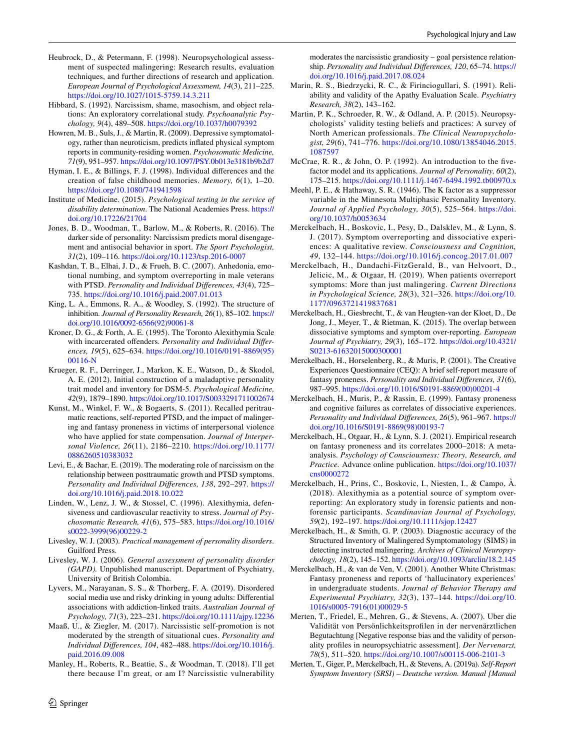Heubrock, D., & Petermann, F. (1998). Neuropsychological assessment of suspected malingering: Research results, evaluation techniques, and further directions of research and application. *European Journal of Psychological Assessment, 14*(3), 211–225. https://doi.org/10.1027/1015-5759.14.3.211

Hibbard, S. (1992). Narcissism, shame, masochism, and object relations: An exploratory correlational study. *Psychoanalytic Psychology, 9*(4), 489–508. https://doi.org/10.1037/h0079392

Howren, M. B., Suls, J., & Martin, R. (2009). Depressive symptomatology, rather than neuroticism, predicts inflated physical symptom reports in community-residing women. *Psychosomatic Medicine, 71*(9), 951–957. https://doi.org/10.1097/PSY.0b013e3181b9b2d7

Hyman, I. E., & Billings, F. J. (1998). Individual differences and the creation of false childhood memories. *Memory, 6*(1), 1–20. https://doi.org/10.1080/741941598

Institute of Medicine. (2015). *Psychological testing in the service of disability determination*. The National Academies Press. https://doi.org/10.17226/21704

Jones, B. D., Woodman, T., Barlow, M., & Roberts, R. (2016). The darker side of personality: Narcissism predicts moral disengagement and antisocial behavior in sport. *The Sport Psychologist, 31*(2), 109–116. https://doi.org/10.1123/tsp.2016-0007

Kashdan, T. B., Elhai, J. D., & Frueh, B. C. (2007). Anhedonia, emotional numbing, and symptom overreporting in male veterans with PTSD. *Personality and Individual Differences, 43*(4), 725–735. https://doi.org/10.1016/j.paid.2007.01.013

King, L. A., Emmons, R. A., & Woodley, S. (1992). The structure of inhibition. *Journal of Personality Research, 26*(1), 85–102. https://doi.org/10.1016/0092-6566(92)90061-8

Kroner, D. G., & Forth, A. E. (1995). The Toronto Alexithymia Scale with incarcerated offenders. *Personality and Individual Differences, 19*(5), 625–634. https://doi.org/10.1016/0191-8869(95)00116-N

Krueger, R. F., Derringer, J., Markon, K. E., Watson, D., & Skodol, A. E. (2012). Initial construction of a maladaptive personality trait model and inventory for DSM-5. *Psychological Medicine, 42*(9), 1879–1890. https://doi.org/10.1017/S0033291711002674

Kunst, M., Winkel, F. W., & Bogaerts, S. (2011). Recalled peritraumatic reactions, self-reported PTSD, and the impact of malingering and fantasy proneness in victims of interpersonal violence who have applied for state compensation. *Journal of Interpersonal Violence, 26*(11), 2186–2210. https://doi.org/10.1177/0886260510383032

Levi, E., & Bachar, E. (2019). The moderating role of narcissism on the relationship between posttraumatic growth and PTSD symptoms. *Personality and Individual Differences, 138*, 292–297. https://doi.org/10.1016/j.paid.2018.10.022

Linden, W., Lenz, J. W., & Stossel, C. (1996). Alexithymia, defensiveness and cardiovascular reactivity to stress. *Journal of Psychosomatic Research, 41*(6), 575–583. https://doi.org/10.1016/s0022-3999(96)00229-2

Livesley, W. J. (2003). *Practical management of personality disorders*. Guilford Press.

Livesley, W. J. (2006). *General assessment of personality disorder (GAPD).* Unpublished manuscript. Department of Psychiatry, University of British Colombia.

Lyvers, M., Narayanan, S. S., & Thorberg, F. A. (2019). Disordered social media use and risky drinking in young adults: Differential associations with addiction-linked traits. *Australian Journal of Psychology, 71*(3), 223–231. https://doi.org/10.1111/ajpy.12236

Maaß, U., & Ziegler, M. (2017). Narcissistic self-promotion is not moderated by the strength of situational cues. *Personality and Individual Differences, 104*, 482–488. https://doi.org/10.1016/j.paid.2016.09.008

Manley, H., Roberts, R., Beattie, S., & Woodman, T. (2018). I'll get there because I'm great, or am I? Narcissistic vulnerability moderates the narcissistic grandiosity – goal persistence relationship. *Personality and Individual Differences, 120*, 65–74. https://doi.org/10.1016/j.paid.2017.08.024

Marin, R. S., Biedrzycki, R. C., & Firinciogullari, S. (1991). Reliability and validity of the Apathy Evaluation Scale. *Psychiatry Research, 38*(2), 143–162.

Martin, P. K., Schroeder, R. W., & Odland, A. P. (2015). Neuropsychologists' validity testing beliefs and practices: A survey of North American professionals. *The Clinical Neuropsychologist, 29*(6), 741–776. https://doi.org/10.1080/13854046.2015.1087597

McCrae, R. R., & John, O. P. (1992). An introduction to the five-factor model and its applications. *Journal of Personality, 60*(2), 175–215. https://doi.org/10.1111/j.1467-6494.1992.tb00970.x

Meehl, P. E., & Hathaway, S. R. (1946). The K factor as a suppressor variable in the Minnesota Multiphasic Personality Inventory. *Journal of Applied Psychology, 30*(5), 525–564. https://doi.org/10.1037/h0053634

Merckelbach, H., Boskovic, I., Pesy, D., Dalsklev, M., & Lynn, S. J. (2017). Symptom overreporting and dissociative experiences: A qualitative review. *Consciousness and Cognition, 49*, 132–144. https://doi.org/10.1016/j.concog.2017.01.007

Merckelbach, H., Dandachi-FitzGerald, B., van Helvoort, D., Jelicic, M., & Otgaar, H. (2019). When patients overreport symptoms: More than just malingering. *Current Directions in Psychological Science, 28*(3), 321–326. https://doi.org/10.1177/0963721419837681

Merckelbach, H., Giesbrecht, T., & van Heugten-van der Kloet, D., De Jong, J., Meyer, T., & Rietman, K. (2015). The overlap between dissociative symptoms and symptom over-reporting. *European Journal of Psychiatry, 29*(3), 165–172. https://doi.org/10.4321/S0213-61632015000300001

Merckelbach, H., Horselenberg, R., & Muris, P. (2001). The Creative Experiences Questionnaire (CEQ): A brief self-report measure of fantasy proneness. *Personality and Individual Differences, 31*(6), 987–995. https://doi.org/10.1016/S0191-8869(00)00201-4

Merckelbach, H., Muris, P., & Rassin, E. (1999). Fantasy proneness and cognitive failures as correlates of dissociative experiences. *Personality and Individual Differences, 26*(5), 961–967. https://doi.org/10.1016/S0191-8869(98)00193-7

Merckelbach, H., Otgaar, H., and Lynn, S. J. (2021). Empirical research on fantasy proneness and its correlates 2000–2018: A meta-analysis. *Psychology of Consciousness: Theory, Research, and Practice.* Advance online publication. https://doi.org/10.1037/cns0000272

Merckelbach, H., Prins, C., Boskovic, I., Niesten, I., & Campo, À. (2018). Alexithymia as a potential source of symptom over-reporting: An exploratory study in forensic patients and non-forensic participants. *Scandinavian Journal of Psychology, 59*(2), 192–197. https://doi.org/10.1111/sjop.12427

Merckelbach, H., & Smith, G. P. (2003). Diagnostic accuracy of the Structured Inventory of Malingered Symptomatology (SIMS) in detecting instructed malingering. *Archives of Clinical Neuropsychology, 18*(2), 145–152. https://doi.org/10.1093/arclin/18.2.145

Merckelbach, H., & van de Ven, V. (2001). Another White Christmas: Fantasy proneness and reports of 'hallucinatory experiences' in undergraduate students. *Journal of Behavior Therapy and Experimental Psychiatry, 32*(3), 137–144. https://doi.org/10.1016/s0005-7916(01)00029-5

Merten, T., Friedel, E., Mehren, G., & Stevens, A. (2007). Über die Validität von Persönlichkeitsprofilen in der nervenärztlichen Begutachtung [Negative response bias and the validity of personality profiles in neuropsychiatric assessment]. *Der Nervenarzt, 78*(5), 511–520. https://doi.org/10.1007/s00115-006-2101-3

Merten, T., Giger, P., Merckelbach, H., & Stevens, A. (2019a). *Self-Report Symptom Inventory (SRSI) – Deutsche version. Manual [Manual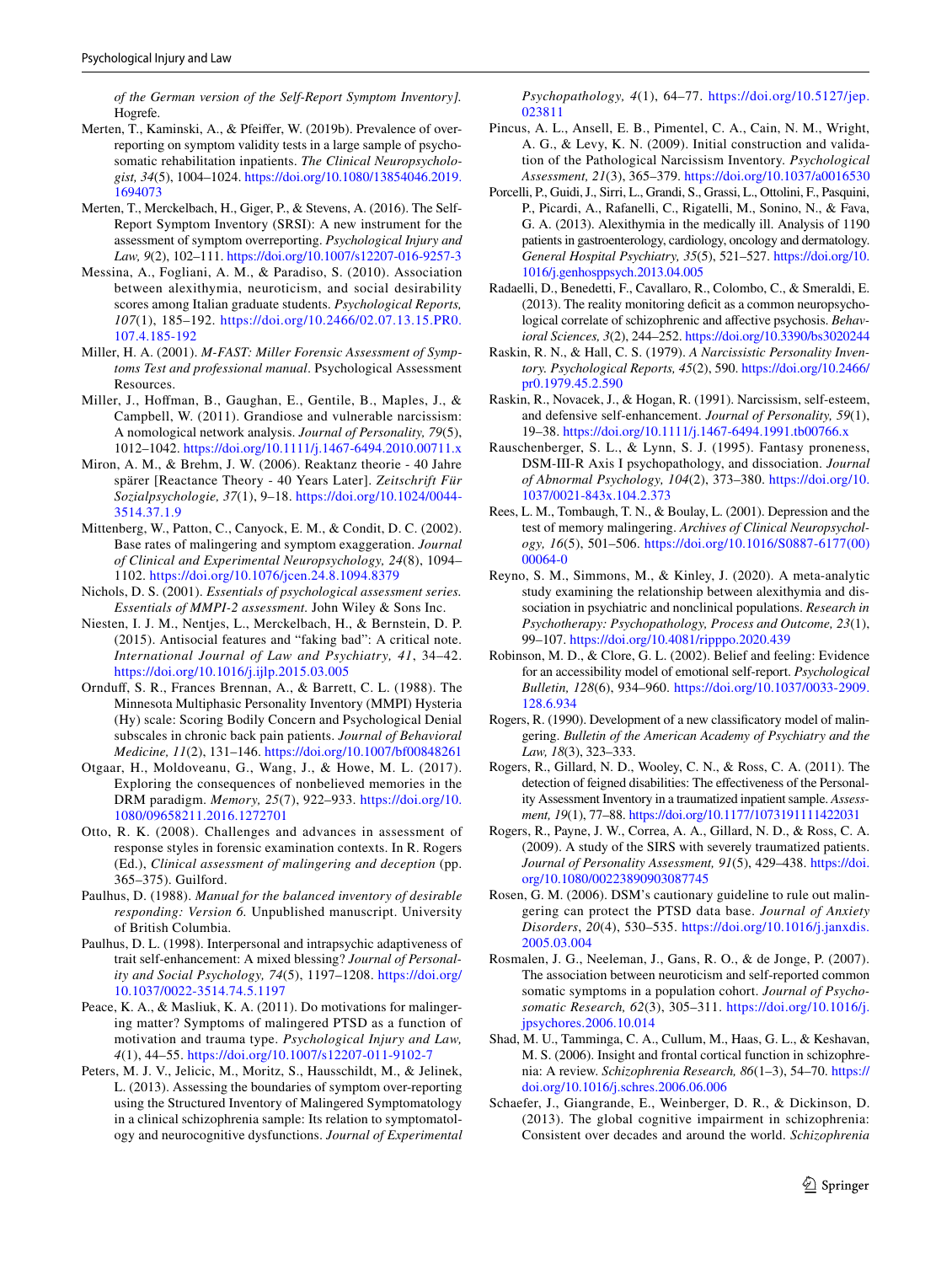*of the German version of the Self-Report Symptom Inventory]*. Hogrefe.

Merten, T., Kaminski, A., & Pfeiffer, W. (2019b). Prevalence of overreporting on symptom validity tests in a large sample of psychosomatic rehabilitation inpatients. *The Clinical Neuropsychologist, 34*(5), 1004–1024. https://doi.org/10.1080/13854046.2019.1694073

Merten, T., Merckelbach, H., Giger, P., & Stevens, A. (2016). The Self-Report Symptom Inventory (SRSI): A new instrument for the assessment of symptom overreporting. *Psychological Injury and Law, 9*(2), 102–111. https://doi.org/10.1007/s12207-016-9257-3

Messina, A., Fogliani, A. M., & Paradiso, S. (2010). Association between alexithymia, neuroticism, and social desirability scores among Italian graduate students. *Psychological Reports, 107*(1), 185–192. https://doi.org/10.2466/02.07.13.15.PR0.107.4.185-192

Miller, H. A. (2001). *M-FAST: Miller Forensic Assessment of Symptoms Test and professional manual*. Psychological Assessment Resources.

Miller, J., Hoffman, B., Gaughan, E., Gentile, B., Maples, J., & Campbell, W. (2011). Grandiose and vulnerable narcissism: A nomological network analysis. *Journal of Personality, 79*(5), 1012–1042. https://doi.org/10.1111/j.1467-6494.2010.00711.x

Miron, A. M., & Brehm, J. W. (2006). Reaktanz theorie - 40 Jahre spärer [Reactance Theory - 40 Years Later]. *Zeitschrift Für Sozialpsychologie, 37*(1), 9–18. https://doi.org/10.1024/0044-3514.37.1.9

Mittenberg, W., Patton, C., Canyock, E. M., & Condit, D. C. (2002). Base rates of malingering and symptom exaggeration. *Journal of Clinical and Experimental Neuropsychology, 24*(8), 1094–1102. https://doi.org/10.1076/jcen.24.8.1094.8379

Nichols, D. S. (2001). *Essentials of psychological assessment series. Essentials of MMPI-2 assessment*. John Wiley & Sons Inc.

Niesten, I. J. M., Nentjes, L., Merckelbach, H., & Bernstein, D. P. (2015). Antisocial features and "faking bad": A critical note. *International Journal of Law and Psychiatry, 41*, 34–42. https://doi.org/10.1016/j.ijlp.2015.03.005

Ornduff, S. R., Frances Brennan, A., & Barrett, C. L. (1988). The Minnesota Multiphasic Personality Inventory (MMPI) Hysteria (Hy) scale: Scoring Bodily Concern and Psychological Denial subscales in chronic back pain patients. *Journal of Behavioral Medicine, 11*(2), 131–146. https://doi.org/10.1007/bf00848261

Otgaar, H., Moldoveanu, G., Wang, J., & Howe, M. L. (2017). Exploring the consequences of nonbelieved memories in the DRM paradigm. *Memory, 25*(7), 922–933. https://doi.org/10.1080/09658211.2016.1272701

Otto, R. K. (2008). Challenges and advances in assessment of response styles in forensic examination contexts. In R. Rogers (Ed.), *Clinical assessment of malingering and deception* (pp. 365–375). Guilford.

Paulhus, D. (1988). *Manual for the balanced inventory of desirable responding: Version 6*. Unpublished manuscript. University of British Columbia.

Paulhus, D. L. (1998). Interpersonal and intrapsychic adaptiveness of trait self-enhancement: A mixed blessing? *Journal of Personality and Social Psychology, 74*(5), 1197–1208. https://doi.org/10.1037/0022-3514.74.5.1197

Peace, K. A., & Masliuk, K. A. (2011). Do motivations for malingering matter? Symptoms of malingered PTSD as a function of motivation and trauma type. *Psychological Injury and Law, 4*(1), 44–55. https://doi.org/10.1007/s12207-011-9102-7

Peters, M. J. V., Jelicic, M., Moritz, S., Hausschildt, M., & Jelinek, L. (2013). Assessing the boundaries of symptom over-reporting using the Structured Inventory of Malingered Symptomatology in a clinical schizophrenia sample: Its relation to symptomatology and neurocognitive dysfunctions. *Journal of Experimental Psychopathology, 4*(1), 64–77. https://doi.org/10.5127/jep.023811

Pincus, A. L., Ansell, E. B., Pimentel, C. A., Cain, N. M., Wright, A. G., & Levy, K. N. (2009). Initial construction and validation of the Pathological Narcissism Inventory. *Psychological Assessment, 21*(3), 365–379. https://doi.org/10.1037/a0016530

Porcelli, P., Guidi, J., Sirri, L., Grandi, S., Grassi, L., Ottolini, F., Pasquini, P., Picardi, A., Rafanelli, C., Rigatelli, M., Sonino, N., & Fava, G. A. (2013). Alexithymia in the medically ill. Analysis of 1190 patients in gastroenterology, cardiology, oncology and dermatology. *General Hospital Psychiatry, 35*(5), 521–527. https://doi.org/10.1016/j.genhosppsych.2013.04.005

Radaelli, D., Benedetti, F., Cavallaro, R., Colombo, C., & Smeraldi, E. (2013). The reality monitoring deficit as a common neuropsychological correlate of schizophrenic and affective psychosis. *Behavioral Sciences, 3*(2), 244–252. https://doi.org/10.3390/bs3020244

Raskin, R. N., & Hall, C. S. (1979). *A Narcissistic Personality Inventory. Psychological Reports, 45*(2), 590. https://doi.org/10.2466/pr0.1979.45.2.590

Raskin, R., Novacek, J., & Hogan, R. (1991). Narcissism, self-esteem, and defensive self-enhancement. *Journal of Personality, 59*(1), 19–38. https://doi.org/10.1111/j.1467-6494.1991.tb00766.x

Rauschenberger, S. L., & Lynn, S. J. (1995). Fantasy proneness, DSM-III-R Axis I psychopathology, and dissociation. *Journal of Abnormal Psychology, 104*(2), 373–380. https://doi.org/10.1037/0021-843x.104.2.373

Rees, L. M., Tombaugh, T. N., & Boulay, L. (2001). Depression and the test of memory malingering. *Archives of Clinical Neuropsychology, 16*(5), 501–506. https://doi.org/10.1016/S0887-6177(00)00064-0

Reyno, S. M., Simmons, M., & Kinley, J. (2020). A meta-analytic study examining the relationship between alexithymia and dissociation in psychiatric and nonclinical populations. *Research in Psychotherapy: Psychopathology, Process and Outcome, 23*(1), 99–107. https://doi.org/10.4081/ripppo.2020.439

Robinson, M. D., & Clore, G. L. (2002). Belief and feeling: Evidence for an accessibility model of emotional self-report. *Psychological Bulletin, 128*(6), 934–960. https://doi.org/10.1037/0033-2909.128.6.934

Rogers, R. (1990). Development of a new classificatory model of malingering. *Bulletin of the American Academy of Psychiatry and the Law, 18*(3), 323–333.

Rogers, R., Gillard, N. D., Wooley, C. N., & Ross, C. A. (2011). The detection of feigned disabilities: The effectiveness of the Personality Assessment Inventory in a traumatized inpatient sample. *Assessment, 19*(1), 77–88. https://doi.org/10.1177/1073191111422031

Rogers, R., Payne, J. W., Correa, A. A., Gillard, N. D., & Ross, C. A. (2009). A study of the SIRS with severely traumatized patients. *Journal of Personality Assessment, 91*(5), 429–438. https://doi.org/10.1080/00223890903087745

Rosen, G. M. (2006). DSM's cautionary guideline to rule out malingering can protect the PTSD data base. *Journal of Anxiety Disorders, 20*(4), 530–535. https://doi.org/10.1016/j.janxdis.2005.03.004

Rosmalen, J. G., Neeleman, J., Gans, R. O., & de Jonge, P. (2007). The association between neuroticism and self-reported common somatic symptoms in a population cohort. *Journal of Psychosomatic Research, 62*(3), 305–311. https://doi.org/10.1016/j.jpsychores.2006.10.014

Shad, M. U., Tamminga, C. A., Cullum, M., Haas, G. L., & Keshavan, M. S. (2006). Insight and frontal cortical function in schizophrenia: A review. *Schizophrenia Research, 86*(1–3), 54–70. https://doi.org/10.1016/j.schres.2006.06.006

Schaefer, J., Giangrande, E., Weinberger, D. R., & Dickinson, D. (2013). The global cognitive impairment in schizophrenia: Consistent over decades and around the world. *Schizophrenia*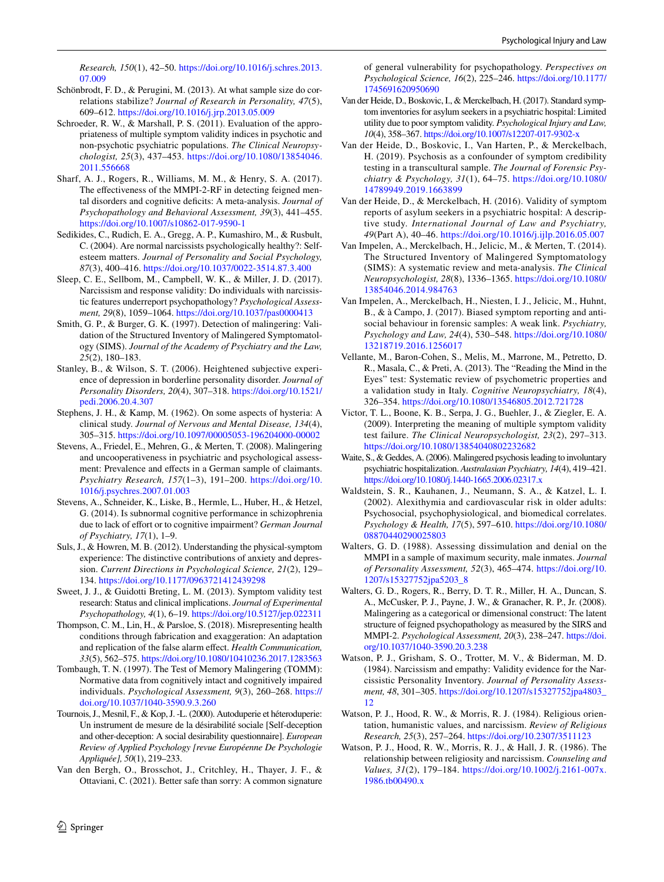*Research, 150*(1), 42–50. https://doi.org/10.1016/j.schres.2013.07.009

Schönbrodt, F. D., & Perugini, M. (2013). At what sample size do correlations stabilize? *Journal of Research in Personality, 47*(5), 609–612. https://doi.org/10.1016/j.jrp.2013.05.009

Schroeder, R. W., & Marshall, P. S. (2011). Evaluation of the appropriateness of multiple symptom validity indices in psychotic and non-psychotic psychiatric populations. *The Clinical Neuropsychologist, 25*(3), 437–453. https://doi.org/10.1080/13854046.2011.556668

Sharf, A. J., Rogers, R., Williams, M. M., & Henry, S. A. (2017). The effectiveness of the MMPI-2-RF in detecting feigned mental disorders and cognitive deficits: A meta-analysis. *Journal of Psychopathology and Behavioral Assessment, 39*(3), 441–455. https://doi.org/10.1007/s10862-017-9590-1

Sedikides, C., Rudich, E. A., Gregg, A. P., Kumashiro, M., & Rusbult, C. (2004). Are normal narcissists psychologically healthy?: Self-esteem matters. *Journal of Personality and Social Psychology, 87*(3), 400–416. https://doi.org/10.1037/0022-3514.87.3.400

Sleep, C. E., Sellbom, M., Campbell, W. K., & Miller, J. D. (2017). Narcissism and response validity: Do individuals with narcissistic features underreport psychopathology? *Psychological Assessment, 29*(8), 1059–1064. https://doi.org/10.1037/pas0000413

Smith, G. P., & Burger, G. K. (1997). Detection of malingering: Validation of the Structured Inventory of Malingered Symptomatology (SIMS). *Journal of the Academy of Psychiatry and the Law, 25*(2), 180–183.

Stanley, B., & Wilson, S. T. (2006). Heightened subjective experience of depression in borderline personality disorder. *Journal of Personality Disorders, 20*(4), 307–318. https://doi.org/10.1521/pedi.2006.20.4.307

Stephens, J. H., & Kamp, M. (1962). On some aspects of hysteria: A clinical study. *Journal of Nervous and Mental Disease, 134*(4), 305–315. https://doi.org/10.1097/00005053-196204000-00002

Stevens, A., Friedel, E., Mehren, G., & Merten, T. (2008). Malingering and uncooperativeness in psychiatric and psychological assessment: Prevalence and effects in a German sample of claimants. *Psychiatry Research, 157*(1–3), 191–200. https://doi.org/10.1016/j.psychres.2007.01.003

Stevens, A., Schneider, K., Liske, B., Hermle, L., Huber, H., & Hetzel, G. (2014). Is subnormal cognitive performance in schizophrenia due to lack of effort or to cognitive impairment? *German Journal of Psychiatry, 17*(1), 1–9.

Suls, J., & Howren, M. B. (2012). Understanding the physical-symptom experience: The distinctive contributions of anxiety and depression. *Current Directions in Psychological Science, 21*(2), 129–134. https://doi.org/10.1177/0963721412439298

Sweet, J. J., & Guidotti Breting, L. M. (2013). Symptom validity test research: Status and clinical implications. *Journal of Experimental Psychopathology, 4*(1), 6–19. https://doi.org/10.5127/jep.022311

Thompson, C. M., Lin, H., & Parsloe, S. (2018). Misrepresenting health conditions through fabrication and exaggeration: An adaptation and replication of the false alarm effect. *Health Communication, 33*(5), 562–575. https://doi.org/10.1080/10410236.2017.1283563

Tombaugh, T. N. (1997). The Test of Memory Malingering (TOMM): Normative data from cognitively intact and cognitively impaired individuals. *Psychological Assessment, 9*(3), 260–268. https://doi.org/10.1037/1040-3590.9.3.260

Tournois, J., Mesnil, F., & Kop, J. -L. (2000). Autoduperie et hétéroduperie: Un instrument de mesure de la désirabilité sociale [Self-deception and other-deception: A social desirability questionnaire]. *European Review of Applied Psychology [revue Européenne De Psychologie Appliquée], 50*(1), 219–233.

Van den Bergh, O., Brosschot, J., Critchley, H., Thayer, J. F., & Ottaviani, C. (2021). Better safe than sorry: A common signature of general vulnerability for psychopathology. *Perspectives on Psychological Science, 16*(2), 225–246. https://doi.org/10.1177/1745691620950690

Van der Heide, D., Boskovic, I., & Merckelbach, H. (2017). Standard symptom inventories for asylum seekers in a psychiatric hospital: Limited utility due to poor symptom validity. *Psychological Injury and Law, 10*(4), 358–367. https://doi.org/10.1007/s12207-017-9302-x

Van der Heide, D., Boskovic, I., Van Harten, P., & Merckelbach, H. (2019). Psychosis as a confounder of symptom credibility testing in a transcultural sample. *The Journal of Forensic Psychiatry & Psychology, 31*(1), 64–75. https://doi.org/10.1080/14789949.2019.1663899

Van der Heide, D., & Merckelbach, H. (2016). Validity of symptom reports of asylum seekers in a psychiatric hospital: A descriptive study. *International Journal of Law and Psychiatry, 49*(Part A), 40–46. https://doi.org/10.1016/j.ijlp.2016.05.007

Van Impelen, A., Merckelbach, H., Jelicic, M., & Merten, T. (2014). The Structured Inventory of Malingered Symptomatology (SIMS): A systematic review and meta-analysis. *The Clinical Neuropsychologist, 28*(8), 1336–1365. https://doi.org/10.1080/13854046.2014.984763

Van Impelen, A., Merckelbach, H., Niesten, I. J., Jelicic, M., Huhnt, B., & à Campo, J. (2017). Biased symptom reporting and antisocial behaviour in forensic samples: A weak link. *Psychiatry, Psychology and Law, 24*(4), 530–548. https://doi.org/10.1080/13218719.2016.1256017

Vellante, M., Baron-Cohen, S., Melis, M., Marrone, M., Petretto, D. R., Masala, C., & Preti, A. (2013). The "Reading the Mind in the Eyes" test: Systematic review of psychometric properties and a validation study in Italy. *Cognitive Neuropsychiatry, 18*(4), 326–354. https://doi.org/10.1080/13546805.2012.721728

Victor, T. L., Boone, K. B., Serpa, J. G., Buehler, J., & Ziegler, E. A. (2009). Interpreting the meaning of multiple symptom validity test failure. *The Clinical Neuropsychologist, 23*(2), 297–313. https://doi.org/10.1080/13854040802232682

Waite, S., & Geddes, A. (2006). Malingered psychosis leading to involuntary psychiatric hospitalization. *Australasian Psychiatry, 14*(4), 419–421. https://doi.org/10.1080/j.1440-1665.2006.02317.x

Waldstein, S. R., Kauhanen, J., Neumann, S. A., & Katzel, L. I. (2002). Alexithymia and cardiovascular risk in older adults: Psychosocial, psychophysiological, and biomedical correlates. *Psychology & Health, 17*(5), 597–610. https://doi.org/10.1080/08870440290025803

Walters, G. D. (1988). Assessing dissimulation and denial on the MMPI in a sample of maximum security, male inmates. *Journal of Personality Assessment, 52*(3), 465–474. https://doi.org/10.1207/s15327752jpa5203_8

Walters, G. D., Rogers, R., Berry, D. T. R., Miller, H. A., Duncan, S. A., McCusker, P. J., Payne, J. W., & Granacher, R. P., Jr. (2008). Malingering as a categorical or dimensional construct: The latent structure of feigned psychopathology as measured by the SIRS and MMPI-2. *Psychological Assessment, 20*(3), 238–247. https://doi.org/10.1037/1040-3590.20.3.238

Watson, P. J., Grisham, S. O., Trotter, M. V., & Biderman, M. D. (1984). Narcissism and empathy: Validity evidence for the Narcissistic Personality Inventory. *Journal of Personality Assessment, 48*, 301–305. https://doi.org/10.1207/s15327752jpa4803_12

Watson, P. J., Hood, R. W., & Morris, R. J. (1984). Religious orientation, humanistic values, and narcissism. *Review of Religious Research, 25*(3), 257–264. https://doi.org/10.2307/3511123

Watson, P. J., Hood, R. W., Morris, R. J., & Hall, J. R. (1986). The relationship between religiosity and narcissism. *Counseling and Values, 31*(2), 179–184. https://doi.org/10.1002/j.2161-007x.1986.tb00490.x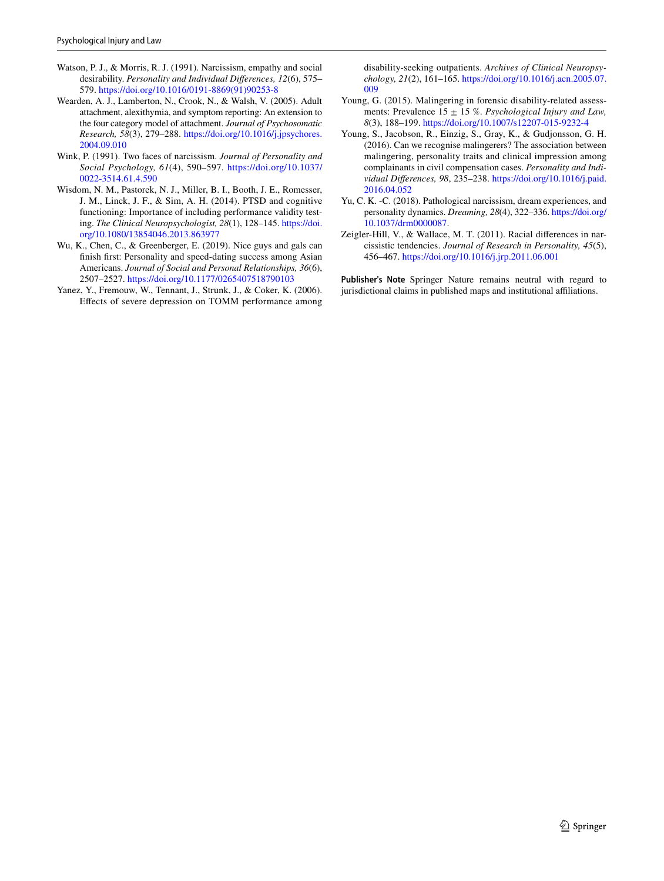Watson, P. J., & Morris, R. J. (1991). Narcissism, empathy and social desirability. *Personality and Individual Differences, 12*(6), 575–579. https://doi.org/10.1016/0191-8869(91)90253-8

Wearden, A. J., Lamberton, N., Crook, N., & Walsh, V. (2005). Adult attachment, alexithymia, and symptom reporting: An extension to the four category model of attachment. *Journal of Psychosomatic Research, 58*(3), 279–288. https://doi.org/10.1016/j.jpsychores.2004.09.010

Wink, P. (1991). Two faces of narcissism. *Journal of Personality and Social Psychology, 61*(4), 590–597. https://doi.org/10.1037/0022-3514.61.4.590

Wisdom, N. M., Pastorek, N. J., Miller, B. I., Booth, J. E., Romesser, J. M., Linck, J. F., & Sim, A. H. (2014). PTSD and cognitive functioning: Importance of including performance validity testing. *The Clinical Neuropsychologist, 28*(1), 128–145. https://doi.org/10.1080/13854046.2013.863977

Wu, K., Chen, C., & Greenberger, E. (2019). Nice guys and gals can finish first: Personality and speed-dating success among Asian Americans. *Journal of Social and Personal Relationships, 36*(6), 2507–2527. https://doi.org/10.1177/0265407518790103

Yanez, Y., Fremouw, W., Tennant, J., Strunk, J., & Coker, K. (2006). Effects of severe depression on TOMM performance among disability-seeking outpatients. *Archives of Clinical Neuropsychology, 21*(2), 161–165. https://doi.org/10.1016/j.acn.2005.07.009

Young, G. (2015). Malingering in forensic disability-related assessments: Prevalence 15 ± 15 %. *Psychological Injury and Law, 8*(3), 188–199. https://doi.org/10.1007/s12207-015-9232-4

Young, S., Jacobson, R., Einzig, S., Gray, K., & Gudjonsson, G. H. (2016). Can we recognise malingerers? The association between malingering, personality traits and clinical impression among complainants in civil compensation cases. *Personality and Individual Differences, 98*, 235–238. https://doi.org/10.1016/j.paid.2016.04.052

Yu, C. K. -C. (2018). Pathological narcissism, dream experiences, and personality dynamics. *Dreaming, 28*(4), 322–336. https://doi.org/10.1037/drm0000087.

Zeigler-Hill, V., & Wallace, M. T. (2011). Racial differences in narcissistic tendencies. *Journal of Research in Personality, 45*(5), 456–467. https://doi.org/10.1016/j.jrp.2011.06.001

**Publisher's Note** Springer Nature remains neutral with regard to jurisdictional claims in published maps and institutional affiliations.